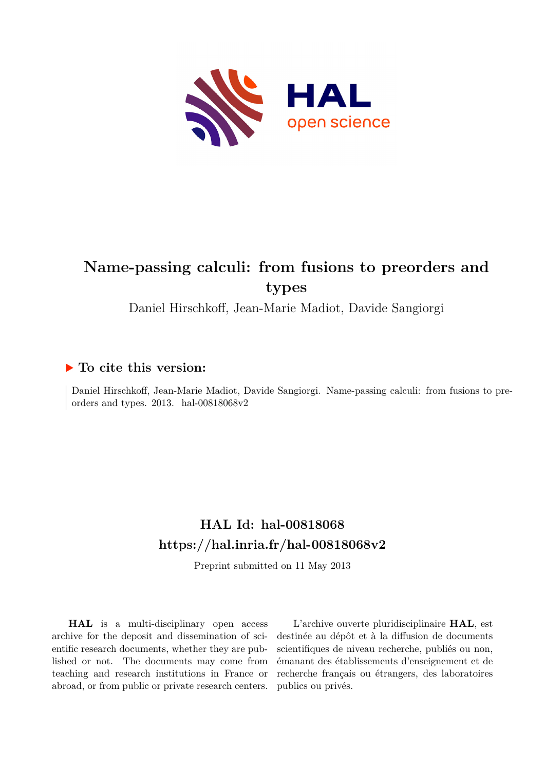# Name-passing calculi: from fusions to preorders and types

Daniel Hirschkoff, Jean-Marie Madiot, Davide Sangiorgi

## ▶ To cite this version:

Daniel Hirschkoff, Jean-Marie Madiot, Davide Sangiorgi. Name-passing calculi: from fusions to preorders and types. 2013. hal-00818068v2

## HAL Id: hal-00818068
## https://hal.inria.fr/hal-00818068v2

Preprint submitted on 11 May 2013

**HAL** is a multi-disciplinary open access archive for the deposit and dissemination of scientific research documents, whether they are published or not. The documents may come from teaching and research institutions in France or abroad, or from public or private research centers.

L'archive ouverte pluridisciplinaire **HAL**, est destinée au dépôt et à la diffusion de documents scientifiques de niveau recherche, publiés ou non, émanant des établissements d'enseignement et de recherche français ou étrangers, des laboratoires publics ou privés.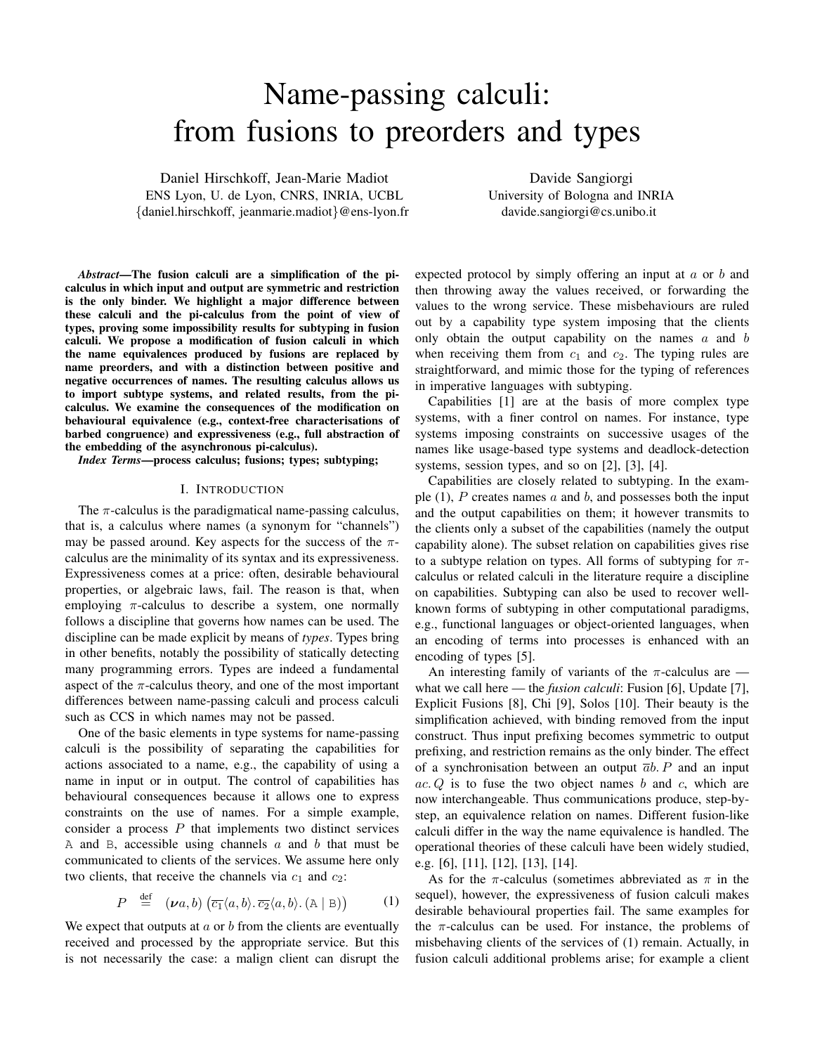# Name-passing calculi: from fusions to preorders and types

Daniel Hirschkoff, Jean-Marie Madiot
ENS Lyon, U. de Lyon, CNRS, INRIA, UCBL
{daniel.hirschkoff, jeanmarie.madiot}@ens-lyon.fr

Davide Sangiorgi
University of Bologna and INRIA
davide.sangiorgi@cs.unibo.it

***Abstract*—The fusion calculi are a simplification of the pi-calculus in which input and output are symmetric and restriction is the only binder. We highlight a major difference between these calculi and the pi-calculus from the point of view of types, proving some impossibility results for subtyping in fusion calculi. We propose a modification of fusion calculi in which the name equivalences produced by fusions are replaced by name preorders, and with a distinction between positive and negative occurrences of names. The resulting calculus allows us to import subtype systems, and related results, from the pi-calculus. We examine the consequences of the modification on behavioural equivalence (e.g., context-free characterisations of barbed congruence) and expressiveness (e.g., full abstraction of the embedding of the asynchronous pi-calculus).**

***Index Terms*—process calculus; fusions; types; subtyping;**

## I. Introduction

The $\pi$-calculus is the paradigmatical name-passing calculus, that is, a calculus where names (a synonym for "channels") may be passed around. Key aspects for the success of the $\pi$-calculus are the minimality of its syntax and its expressiveness. Expressiveness comes at a price: often, desirable behavioural properties, or algebraic laws, fail. The reason is that, when employing $\pi$-calculus to describe a system, one normally follows a discipline that governs how names can be used. The discipline can be made explicit by means of *types*. Types bring in other benefits, notably the possibility of statically detecting many programming errors. Types are indeed a fundamental aspect of the $\pi$-calculus theory, and one of the most important differences between name-passing calculi and process calculi such as CCS in which names may not be passed.

One of the basic elements in type systems for name-passing calculi is the possibility of separating the capabilities for actions associated to a name, e.g., the capability of using a name in input or in output. The control of capabilities has behavioural consequences because it allows one to express constraints on the use of names. For a simple example, consider a process $P$ that implements two distinct services A and B, accessible using channels $a$ and $b$ that must be communicated to clients of the services. We assume here only two clients, that receive the channels via $c_1$ and $c_2$:

$$P \stackrel{\text{def}}{=} (\boldsymbol{\nu} a, b)\left(\overline{c_1}\langle a, b\rangle.\,\overline{c_2}\langle a, b\rangle.\,(\mathtt{A} \mid \mathtt{B})\right) \qquad (1)$$

We expect that outputs at $a$ or $b$ from the clients are eventually received and processed by the appropriate service. But this is not necessarily the case: a malign client can disrupt the expected protocol by simply offering an input at $a$ or $b$ and then throwing away the values received, or forwarding the values to the wrong service. These misbehaviours are ruled out by a capability type system imposing that the clients only obtain the output capability on the names $a$ and $b$ when receiving them from $c_1$ and $c_2$. The typing rules are straightforward, and mimic those for the typing of references in imperative languages with subtyping.

Capabilities [1] are at the basis of more complex type systems, with a finer control on names. For instance, type systems imposing constraints on successive usages of the names like usage-based type systems and deadlock-detection systems, session types, and so on [2], [3], [4].

Capabilities are closely related to subtyping. In the example (1), $P$ creates names $a$ and $b$, and possesses both the input and the output capabilities on them; it however transmits to the clients only a subset of the capabilities (namely the output capability alone). The subset relation on capabilities gives rise to a subtype relation on types. All forms of subtyping for $\pi$-calculus or related calculi in the literature require a discipline on capabilities. Subtyping can also be used to recover well-known forms of subtyping in other computational paradigms, e.g., functional languages or object-oriented languages, when an encoding of terms into processes is enhanced with an encoding of types [5].

An interesting family of variants of the $\pi$-calculus are — what we call here — the *fusion calculi*: Fusion [6], Update [7], Explicit Fusions [8], Chi [9], Solos [10]. Their beauty is the simplification achieved, with binding removed from the input construct. Thus input prefixing becomes symmetric to output prefixing, and restriction remains as the only binder. The effect of a synchronisation between an output $\overline{a}b.\,P$ and an input $ac.\,Q$ is to fuse the two object names $b$ and $c$, which are now interchangeable. Thus communications produce, step-by-step, an equivalence relation on names. Different fusion-like calculi differ in the way the name equivalence is handled. The operational theories of these calculi have been widely studied, e.g. [6], [11], [12], [13], [14].

As for the $\pi$-calculus (sometimes abbreviated as $\pi$ in the sequel), however, the expressiveness of fusion calculi makes desirable behavioural properties fail. The same examples for the $\pi$-calculus can be used. For instance, the problems of misbehaving clients of the services of (1) remain. Actually, in fusion calculi additional problems arise; for example a client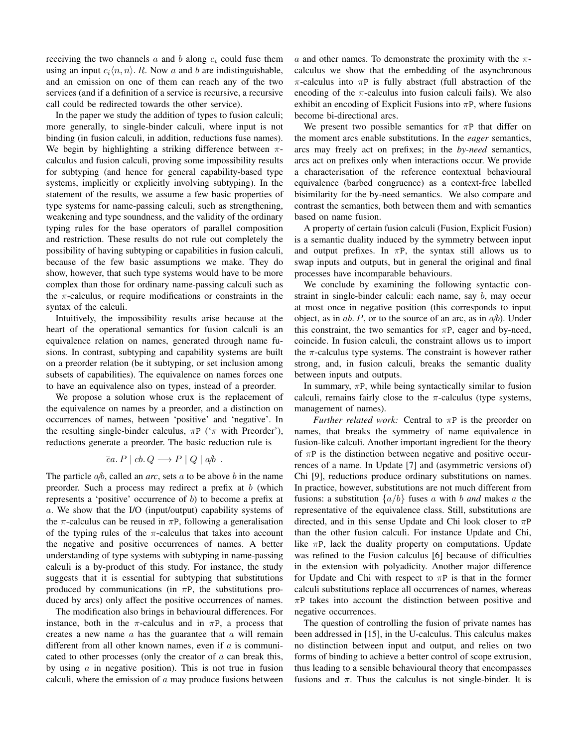receiving the two channels $a$ and $b$ along $c_i$ could fuse them using an input $c_i\langle n, n\rangle.\, R$. Now $a$ and $b$ are indistinguishable, and an emission on one of them can reach any of the two services (and if a definition of a service is recursive, a recursive call could be redirected towards the other service).

In the paper we study the addition of types to fusion calculi; more generally, to single-binder calculi, where input is not binding (in fusion calculi, in addition, reductions fuse names). We begin by highlighting a striking difference between $\pi$-calculus and fusion calculi, proving some impossibility results for subtyping (and hence for general capability-based type systems, implicitly or explicitly involving subtyping). In the statement of the results, we assume a few basic properties of type systems for name-passing calculi, such as strengthening, weakening and type soundness, and the validity of the ordinary typing rules for the base operators of parallel composition and restriction. These results do not rule out completely the possibility of having subtyping or capabilities in fusion calculi, because of the few basic assumptions we make. They do show, however, that such type systems would have to be more complex than those for ordinary name-passing calculi such as the $\pi$-calculus, or require modifications or constraints in the syntax of the calculi.

Intuitively, the impossibility results arise because at the heart of the operational semantics for fusion calculi is an equivalence relation on names, generated through name fusions. In contrast, subtyping and capability systems are built on a preorder relation (be it subtyping, or set inclusion among subsets of capabilities). The equivalence on names forces one to have an equivalence also on types, instead of a preorder.

We propose a solution whose crux is the replacement of the equivalence on names by a preorder, and a distinction on occurrences of names, between 'positive' and 'negative'. In the resulting single-binder calculus, $\pi$P ('$\pi$ with Preorder'), reductions generate a preorder. The basic reduction rule is

$$\overline{c}a.\, P \mid cb.\, Q \longrightarrow P \mid Q \mid a/b \enspace .$$

The particle $a/b$, called an *arc*, sets $a$ to be above $b$ in the name preorder. Such a process may redirect a prefix at $b$ (which represents a 'positive' occurrence of $b$) to become a prefix at $a$. We show that the I/O (input/output) capability systems of the $\pi$-calculus can be reused in $\pi$P, following a generalisation of the typing rules of the $\pi$-calculus that takes into account the negative and positive occurrences of names. A better understanding of type systems with subtyping in name-passing calculi is a by-product of this study. For instance, the study suggests that it is essential for subtyping that substitutions produced by communications (in $\pi$P, the substitutions produced by arcs) only affect the positive occurrences of names.

The modification also brings in behavioural differences. For instance, both in the $\pi$-calculus and in $\pi$P, a process that creates a new name $a$ has the guarantee that $a$ will remain different from all other known names, even if $a$ is communicated to other processes (only the creator of $a$ can break this, by using $a$ in negative position). This is not true in fusion calculi, where the emission of $a$ may produce fusions between $a$ and other names. To demonstrate the proximity with the $\pi$-calculus we show that the embedding of the asynchronous $\pi$-calculus into $\pi$P is fully abstract (full abstraction of the encoding of the $\pi$-calculus into fusion calculi fails). We also exhibit an encoding of Explicit Fusions into $\pi$P, where fusions become bi-directional arcs.

We present two possible semantics for $\pi$P that differ on the moment arcs enable substitutions. In the *eager* semantics, arcs may freely act on prefixes; in the *by-need* semantics, arcs act on prefixes only when interactions occur. We provide a characterisation of the reference contextual behavioural equivalence (barbed congruence) as a context-free labelled bisimilarity for the by-need semantics. We also compare and contrast the semantics, both between them and with semantics based on name fusion.

A property of certain fusion calculi (Fusion, Explicit Fusion) is a semantic duality induced by the symmetry between input and output prefixes. In $\pi$P, the syntax still allows us to swap inputs and outputs, but in general the original and final processes have incomparable behaviours.

We conclude by examining the following syntactic constraint in single-binder calculi: each name, say $b$, may occur at most once in negative position (this corresponds to input object, as in $ab.\, P$, or to the source of an arc, as in $a/b$). Under this constraint, the two semantics for $\pi$P, eager and by-need, coincide. In fusion calculi, the constraint allows us to import the $\pi$-calculus type systems. The constraint is however rather strong, and, in fusion calculi, breaks the semantic duality between inputs and outputs.

In summary, $\pi$P, while being syntactically similar to fusion calculi, remains fairly close to the $\pi$-calculus (type systems, management of names).

*Further related work:* Central to $\pi$P is the preorder on names, that breaks the symmetry of name equivalence in fusion-like calculi. Another important ingredient for the theory of $\pi$P is the distinction between negative and positive occurrences of a name. In Update [7] and (asymmetric versions of) Chi [9], reductions produce ordinary substitutions on names. In practice, however, substitutions are not much different from fusions: a substitution $\{a/b\}$ fuses $a$ with $b$ *and* makes $a$ the representative of the equivalence class. Still, substitutions are directed, and in this sense Update and Chi look closer to $\pi$P than the other fusion calculi. For instance Update and Chi, like $\pi$P, lack the duality property on computations. Update was refined to the Fusion calculus [6] because of difficulties in the extension with polyadicity. Another major difference for Update and Chi with respect to $\pi$P is that in the former calculi substitutions replace all occurrences of names, whereas $\pi$P takes into account the distinction between positive and negative occurrences.

The question of controlling the fusion of private names has been addressed in [15], in the U-calculus. This calculus makes no distinction between input and output, and relies on two forms of binding to achieve a better control of scope extrusion, thus leading to a sensible behavioural theory that encompasses fusions and $\pi$. Thus the calculus is not single-binder. It is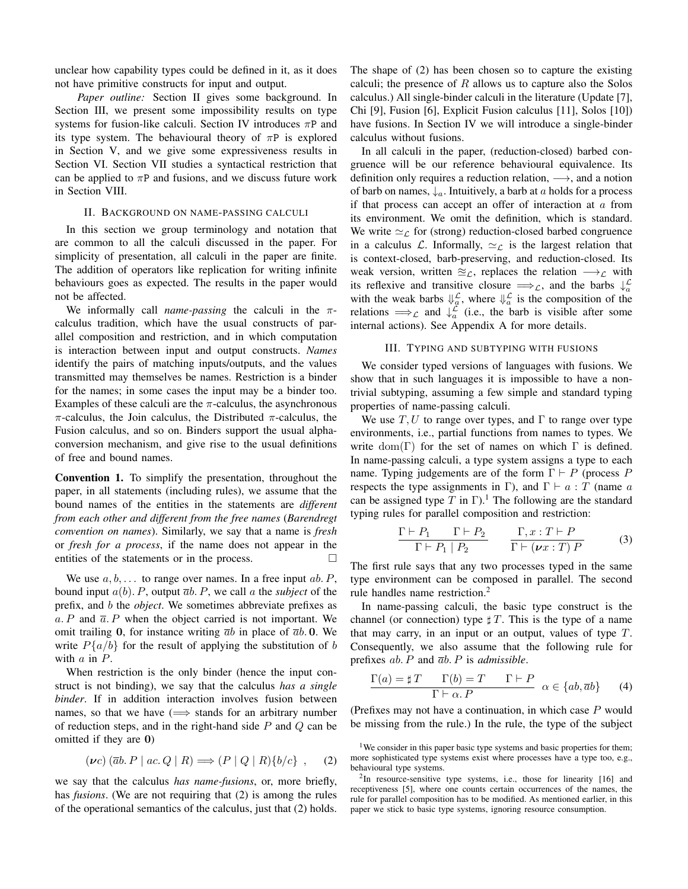unclear how capability types could be defined in it, as it does not have primitive constructs for input and output.

*Paper outline:* Section II gives some background. In Section III, we present some impossibility results on type systems for fusion-like calculi. Section IV introduces $\pi$P and its type system. The behavioural theory of $\pi$P is explored in Section V, and we give some expressiveness results in Section VI. Section VII studies a syntactical restriction that can be applied to $\pi$P and fusions, and we discuss future work in Section VIII.

## II. Background on name-passing calculi

In this section we group terminology and notation that are common to all the calculi discussed in the paper. For simplicity of presentation, all calculi in the paper are finite. The addition of operators like replication for writing infinite behaviours goes as expected. The results in the paper would not be affected.

We informally call *name-passing* the calculi in the $\pi$-calculus tradition, which have the usual constructs of parallel composition and restriction, and in which computation is interaction between input and output constructs. *Names* identify the pairs of matching inputs/outputs, and the values transmitted may themselves be names. Restriction is a binder for the names; in some cases the input may be a binder too. Examples of these calculi are the $\pi$-calculus, the asynchronous $\pi$-calculus, the Join calculus, the Distributed $\pi$-calculus, the Fusion calculus, and so on. Binders support the usual alpha-conversion mechanism, and give rise to the usual definitions of free and bound names.

**Convention 1.** To simplify the presentation, throughout the paper, in all statements (including rules), we assume that the bound names of the entities in the statements are *different from each other and different from the free names* (*Barendregt convention on names*). Similarly, we say that a name is *fresh* or *fresh for a process*, if the name does not appear in the entities of the statements or in the process. □

We use $a, b, \dots$ to range over names. In a free input $ab.\,P$, bound input $a(b).\,P$, output $\overline{a}b.\,P$, we call $a$ the *subject* of the prefix, and $b$ the *object*. We sometimes abbreviate prefixes as $a.\,P$ and $\overline{a}.\,P$ when the object carried is not important. We omit trailing $\mathbf{0}$, for instance writing $\overline{a}b$ in place of $\overline{a}b.\,\mathbf{0}$. We write $P\{a/b\}$ for the result of applying the substitution of $b$ with $a$ in $P$.

When restriction is the only binder (hence the input construct is not binding), we say that the calculus *has a single binder*. If in addition interaction involves fusion between names, so that we have ($\Longrightarrow$ stands for an arbitrary number of reduction steps, and in the right-hand side $P$ and $Q$ can be omitted if they are $\mathbf{0}$)

$$(\boldsymbol{\nu} c)\,(\overline{a}b.\,P \mid ac.\,Q \mid R) \Longrightarrow (P \mid Q \mid R)\{b/c\}\ , \qquad (2)$$

we say that the calculus *has name-fusions*, or, more briefly, has *fusions*. (We are not requiring that (2) is among the rules of the operational semantics of the calculus, just that (2) holds. The shape of (2) has been chosen so to capture the existing calculi; the presence of $R$ allows us to capture also the Solos calculus.) All single-binder calculi in the literature (Update [7], Chi [9], Fusion [6], Explicit Fusion calculus [11], Solos [10]) have fusions. In Section IV we will introduce a single-binder calculus without fusions.

In all calculi in the paper, (reduction-closed) barbed congruence will be our reference behavioural equivalence. Its definition only requires a reduction relation, $\longrightarrow$, and a notion of barb on names, $\downarrow_a$. Intuitively, a barb at $a$ holds for a process if that process can accept an offer of interaction at $a$ from its environment. We omit the definition, which is standard. We write $\simeq_{\mathcal{L}}$ for (strong) reduction-closed barbed congruence in a calculus $\mathcal{L}$. Informally, $\simeq_{\mathcal{L}}$ is the largest relation that is context-closed, barb-preserving, and reduction-closed. Its weak version, written $\cong_{\mathcal{L}}$, replaces the relation $\longrightarrow_{\mathcal{L}}$ with its reflexive and transitive closure $\Longrightarrow_{\mathcal{L}}$, and the barbs $\downarrow_a^{\mathcal{L}}$ with the weak barbs $\Downarrow_a^{\mathcal{L}}$, where $\Downarrow_a^{\mathcal{L}}$ is the composition of the relations $\Longrightarrow_{\mathcal{L}}$ and $\downarrow_a^{\mathcal{L}}$ (i.e., the barb is visible after some internal actions). See Appendix A for more details.

## III. Typing and subtyping with fusions

We consider typed versions of languages with fusions. We show that in such languages it is impossible to have a non-trivial subtyping, assuming a few simple and standard typing properties of name-passing calculi.

We use $T, U$ to range over types, and $\Gamma$ to range over type environments, i.e., partial functions from names to types. We write $\mathrm{dom}(\Gamma)$ for the set of names on which $\Gamma$ is defined. In name-passing calculi, a type system assigns a type to each name. Typing judgements are of the form $\Gamma \vdash P$ (process $P$ respects the type assignments in $\Gamma$), and $\Gamma \vdash a : T$ (name $a$ can be assigned type $T$ in $\Gamma$).[1] The following are the standard typing rules for parallel composition and restriction:

$$\frac{\Gamma \vdash P_1 \qquad \Gamma \vdash P_2}{\Gamma \vdash P_1 \mid P_2} \qquad \frac{\Gamma, x : T \vdash P}{\Gamma \vdash (\boldsymbol{\nu} x : T)\,P} \qquad (3)$$

The first rule says that any two processes typed in the same type environment can be composed in parallel. The second rule handles name restriction.[2]

In name-passing calculi, the basic type construct is the channel (or connection) type $\sharp\, T$. This is the type of a name that may carry, in an input or an output, values of type $T$. Consequently, we also assume that the following rule for prefixes $ab.\,P$ and $\overline{a}b.\,P$ is *admissible*.

$$\frac{\Gamma(a) = \sharp\, T \qquad \Gamma(b) = T \qquad \Gamma \vdash P}{\Gamma \vdash \alpha.\,P}\ \alpha \in \{ab, \overline{a}b\} \qquad (4)$$

(Prefixes may not have a continuation, in which case $P$ would be missing from the rule.) In the rule, the type of the subject

[1] We consider in this paper basic type systems and basic properties for them; more sophisticated type systems exist where processes have a type too, e.g., behavioural type systems.

[2] In resource-sensitive type systems, i.e., those for linearity [16] and receptiveness [5], where one counts certain occurrences of the names, the rule for parallel composition has to be modified. As mentioned earlier, in this paper we stick to basic type systems, ignoring resource consumption.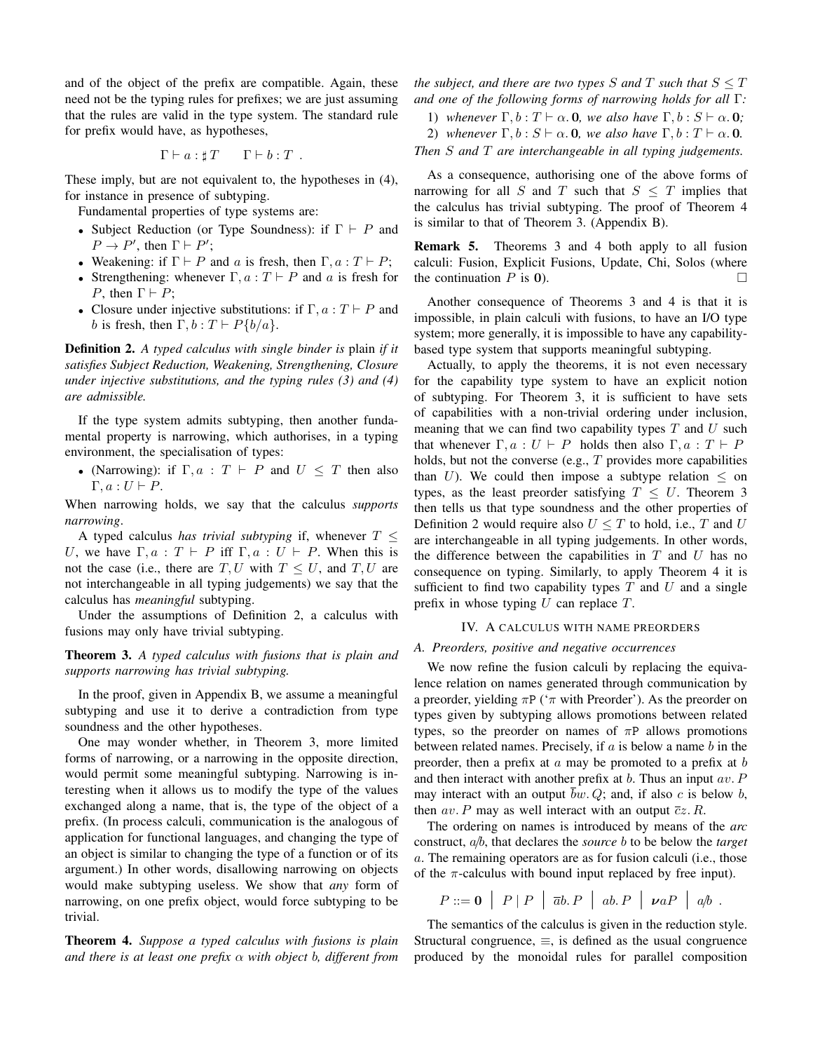and of the object of the prefix are compatible. Again, these need not be the typing rules for prefixes; we are just assuming that the rules are valid in the type system. The standard rule for prefix would have, as hypotheses,

$$\Gamma \vdash a : \sharp T \qquad \Gamma \vdash b : T \ .$$

These imply, but are not equivalent to, the hypotheses in (4), for instance in presence of subtyping.

Fundamental properties of type systems are:

- Subject Reduction (or Type Soundness): if $\Gamma \vdash P$ and $P \rightarrow P'$, then $\Gamma \vdash P'$;
- Weakening: if $\Gamma \vdash P$ and $a$ is fresh, then $\Gamma, a : T \vdash P$;
- Strengthening: whenever $\Gamma, a : T \vdash P$ and $a$ is fresh for $P$, then $\Gamma \vdash P$;
- Closure under injective substitutions: if $\Gamma, a : T \vdash P$ and $b$ is fresh, then $\Gamma, b : T \vdash P\{b/a\}$.

**Definition 2.** *A typed calculus with single binder is* plain *if it satisfies Subject Reduction, Weakening, Strengthening, Closure under injective substitutions, and the typing rules (3) and (4) are admissible.*

If the type system admits subtyping, then another fundamental property is narrowing, which authorises, in a typing environment, the specialisation of types:

- (Narrowing): if $\Gamma, a : T \vdash P$ and $U \leq T$ then also $\Gamma, a : U \vdash P$.

When narrowing holds, we say that the calculus *supports narrowing*.

A typed calculus *has trivial subtyping* if, whenever $T \leq U$, we have $\Gamma, a : T \vdash P$ iff $\Gamma, a : U \vdash P$. When this is not the case (i.e., there are $T, U$ with $T \leq U$, and $T, U$ are not interchangeable in all typing judgements) we say that the calculus has *meaningful* subtyping.

Under the assumptions of Definition 2, a calculus with fusions may only have trivial subtyping.

**Theorem 3.** *A typed calculus with fusions that is plain and supports narrowing has trivial subtyping.*

In the proof, given in Appendix B, we assume a meaningful subtyping and use it to derive a contradiction from type soundness and the other hypotheses.

One may wonder whether, in Theorem 3, more limited forms of narrowing, or a narrowing in the opposite direction, would permit some meaningful subtyping. Narrowing is interesting when it allows us to modify the type of the values exchanged along a name, that is, the type of the object of a prefix. (In process calculi, communication is the analogous of application for functional languages, and changing the type of an object is similar to changing the type of a function or of its argument.) In other words, disallowing narrowing on objects would make subtyping useless. We show that *any* form of narrowing, on one prefix object, would force subtyping to be trivial.

**Theorem 4.** *Suppose a typed calculus with fusions is plain and there is at least one prefix $\alpha$ with object $b$, different from the subject, and there are two types $S$ and $T$ such that $S \leq T$ and one of the following forms of narrowing holds for all $\Gamma$:*

1) *whenever $\Gamma, b : T \vdash \alpha.\, \mathbf{0}$, we also have $\Gamma, b : S \vdash \alpha.\, \mathbf{0}$;*
2) *whenever $\Gamma, b : S \vdash \alpha.\, \mathbf{0}$, we also have $\Gamma, b : T \vdash \alpha.\, \mathbf{0}$.*

*Then $S$ and $T$ are interchangeable in all typing judgements.*

As a consequence, authorising one of the above forms of narrowing for all $S$ and $T$ such that $S \leq T$ implies that the calculus has trivial subtyping. The proof of Theorem 4 is similar to that of Theorem 3. (Appendix B).

**Remark 5.** Theorems 3 and 4 both apply to all fusion calculi: Fusion, Explicit Fusions, Update, Chi, Solos (where the continuation $P$ is $\mathbf{0}$). □

Another consequence of Theorems 3 and 4 is that it is impossible, in plain calculi with fusions, to have an I/O type system; more generally, it is impossible to have any capability-based type system that supports meaningful subtyping.

Actually, to apply the theorems, it is not even necessary for the capability type system to have an explicit notion of subtyping. For Theorem 3, it is sufficient to have sets of capabilities with a non-trivial ordering under inclusion, meaning that we can find two capability types $T$ and $U$ such that whenever $\Gamma, a : U \vdash P$ holds then also $\Gamma, a : T \vdash P$ holds, but not the converse (e.g., $T$ provides more capabilities than $U$). We could then impose a subtype relation $\leq$ on types, as the least preorder satisfying $T \leq U$. Theorem 3 then tells us that type soundness and the other properties of Definition 2 would require also $U \leq T$ to hold, i.e., $T$ and $U$ are interchangeable in all typing judgements. In other words, the difference between the capabilities in $T$ and $U$ has no consequence on typing. Similarly, to apply Theorem 4 it is sufficient to find two capability types $T$ and $U$ and a single prefix in whose typing $U$ can replace $T$.

## IV. A calculus with name preorders

### A. Preorders, positive and negative occurrences

We now refine the fusion calculi by replacing the equivalence relation on names generated through communication by a preorder, yielding $\pi$P ('$\pi$ with Preorder'). As the preorder on types given by subtyping allows promotions between related types, so the preorder on names of $\pi$P allows promotions between related names. Precisely, if $a$ is below a name $b$ in the preorder, then a prefix at $a$ may be promoted to a prefix at $b$ and then interact with another prefix at $b$. Thus an input $av.\, P$ may interact with an output $\overline{b}w.\, Q$; and, if also $c$ is below $b$, then $av.\, P$ may as well interact with an output $\overline{c}z.\, R$.

The ordering on names is introduced by means of the *arc* construct, $a/b$, that declares the *source* $b$ to be below the *target* $a$. The remaining operators are as for fusion calculi (i.e., those of the $\pi$-calculus with bound input replaced by free input).

$$P ::= \mathbf{0} \ \big|\ P \mid P \ \big|\ \overline{a}b.\, P \ \big|\ ab.\, P \ \big|\ \boldsymbol{\nu} aP \ \big|\ a/b \ .$$

The semantics of the calculus is given in the reduction style. Structural congruence, $\equiv$, is defined as the usual congruence produced by the monoidal rules for parallel composition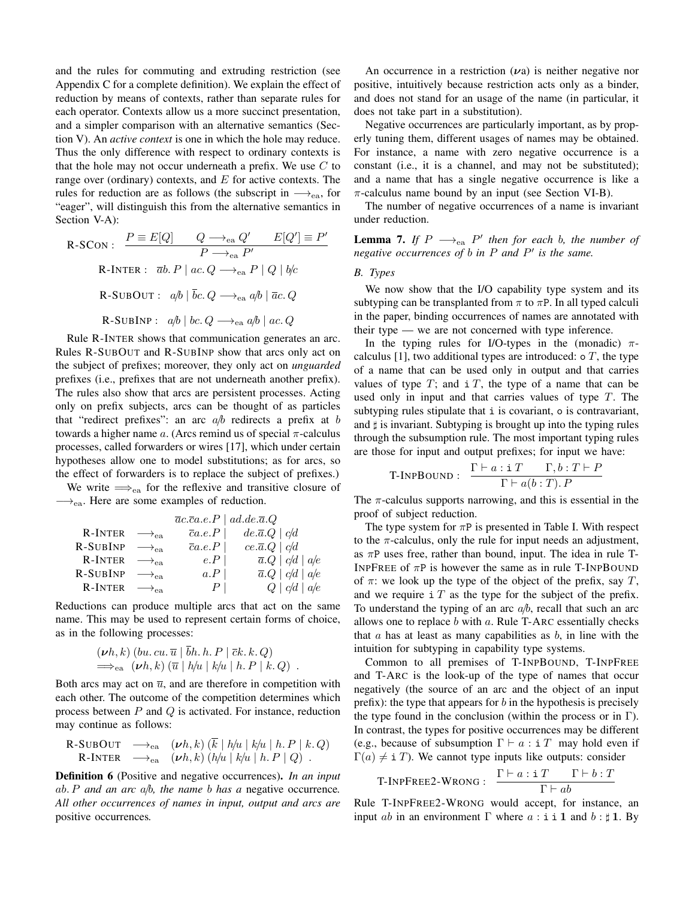and the rules for commuting and extruding restriction (see Appendix C for a complete definition). We explain the effect of reduction by means of contexts, rather than separate rules for each operator. Contexts allow us a more succinct presentation, and a simpler comparison with an alternative semantics (Section V). An *active context* is one in which the hole may reduce. Thus the only difference with respect to ordinary contexts is that the hole may not occur underneath a prefix. We use $C$ to range over (ordinary) contexts, and $E$ for active contexts. The rules for reduction are as follows (the subscript in $\longrightarrow_{\rm ea}$, for "eager", will distinguish this from the alternative semantics in Section V-A):

$$\text{R-SCON}: \quad \frac{P \equiv E[Q] \qquad Q \longrightarrow_{\rm ea} Q' \qquad E[Q'] \equiv P'}{P \longrightarrow_{\rm ea} P'}$$

$$\text{R-INTER}: \quad \overline{a}b.\,P \mid ac.\,Q \longrightarrow_{\rm ea} P \mid Q \mid b/c$$

$$\text{R-SUBOUT}: \quad a/b \mid \overline{b}c.\,Q \longrightarrow_{\rm ea} a/b \mid \overline{a}c.\,Q$$

$$\text{R-SUBINP}: \quad a/b \mid bc.\,Q \longrightarrow_{\rm ea} a/b \mid ac.\,Q$$

Rule R-INTER shows that communication generates an arc. Rules R-SUBOUT and R-SUBINP show that arcs only act on the subject of prefixes; moreover, they only act on *unguarded* prefixes (i.e., prefixes that are not underneath another prefix). The rules also show that arcs are persistent processes. Acting only on prefix subjects, arcs can be thought of as particles that "redirect prefixes": an arc $a/b$ redirects a prefix at $b$ towards a higher name $a$. (Arcs remind us of special $\pi$-calculus processes, called forwarders or wires [17], which under certain hypotheses allow one to model substitutions; as for arcs, so the effect of forwarders is to replace the subject of prefixes.)

We write $\Longrightarrow_{\rm ea}$ for the reflexive and transitive closure of $\longrightarrow_{\rm ea}$. Here are some examples of reduction.

$$\begin{array}{lll}
 & & \overline{a}c.\overline{c}a.e.P \mid ad.de.\overline{a}.Q \\
\text{R-INTER} & \longrightarrow_{\rm ea} & \overline{c}a.e.P \mid \ \ de.\overline{a}.Q \mid c/d \\
\text{R-SUBINP} & \longrightarrow_{\rm ea} & \overline{c}a.e.P \mid \ \ ce.\overline{a}.Q \mid c/d \\
\text{R-INTER} & \longrightarrow_{\rm ea} & e.P \mid \ \ \overline{a}.Q \mid c/d \mid a/e \\
\text{R-SUBINP} & \longrightarrow_{\rm ea} & a.P \mid \ \ \overline{a}.Q \mid c/d \mid a/e \\
\text{R-INTER} & \longrightarrow_{\rm ea} & P \mid \ \ Q \mid c/d \mid a/e
\end{array}$$

Reductions can produce multiple arcs that act on the same name. This may be used to represent certain forms of choice, as in the following processes:

$$\begin{array}{l}
(\boldsymbol{\nu}h,k)\,(bu.\,cu.\,\overline{u} \mid \overline{b}h.\,h.\,P \mid \overline{c}k.\,k.\,Q) \\
\Longrightarrow_{\rm ea}\ (\boldsymbol{\nu}h,k)\,(\overline{u} \mid h/u \mid k/u \mid h.\,P \mid k.\,Q)\ .
\end{array}$$

Both arcs may act on $\overline{u}$, and are therefore in competition with each other. The outcome of the competition determines which process between $P$ and $Q$ is activated. For instance, reduction may continue as follows:

$$\begin{array}{lll}
\text{R-SUBOUT} & \longrightarrow_{\rm ea} & (\boldsymbol{\nu}h,k)\,(\overline{k} \mid h/u \mid k/u \mid h.\,P \mid k.\,Q) \\
\text{R-INTER} & \longrightarrow_{\rm ea} & (\boldsymbol{\nu}h,k)\,(h/u \mid k/u \mid h.\,P \mid Q)\ .
\end{array}$$

**Definition 6** (Positive and negative occurrences)**.** *In an input $ab.\,P$ and an arc $a/b$, the name $b$ has a* negative *occurrence. All other occurrences of names in input, output and arcs are* positive *occurrences.*

An occurrence in a restriction $(\boldsymbol{\nu}a)$ is neither negative nor positive, intuitively because restriction acts only as a binder, and does not stand for an usage of the name (in particular, it does not take part in a substitution).

Negative occurrences are particularly important, as by properly tuning them, different usages of names may be obtained. For instance, a name with zero negative occurrence is a constant (i.e., it is a channel, and may not be substituted); and a name that has a single negative occurrence is like a $\pi$-calculus name bound by an input (see Section VI-B).

The number of negative occurrences of a name is invariant under reduction.

**Lemma 7.** *If $P \longrightarrow_{\rm ea} P'$ then for each $b$, the number of negative occurrences of $b$ in $P$ and $P'$ is the same.*

### B. Types

We now show that the I/O capability type system and its subtyping can be transplanted from $\pi$ to $\pi$P. In all typed calculi in the paper, binding occurrences of names are annotated with their type — we are not concerned with type inference.

In the typing rules for I/O-types in the (monadic) $\pi$-calculus [1], two additional types are introduced: $\mathtt{o}\,T$, the type of a name that can be used only in output and that carries values of type $T$; and $\mathtt{i}\,T$, the type of a name that can be used only in input and that carries values of type $T$. The subtyping rules stipulate that $\mathtt{i}$ is covariant, $\mathtt{o}$ is contravariant, and $\sharp$ is invariant. Subtyping is brought up into the typing rules through the subsumption rule. The most important typing rules are those for input and output prefixes; for input we have:

$$\text{T-INPBOUND}: \quad \frac{\Gamma \vdash a : \mathtt{i}\,T \qquad \Gamma, b : T \vdash P}{\Gamma \vdash a(b:T).\,P}$$

The $\pi$-calculus supports narrowing, and this is essential in the proof of subject reduction.

The type system for $\pi$P is presented in Table I. With respect to the $\pi$-calculus, only the rule for input needs an adjustment, as $\pi$P uses free, rather than bound, input. The idea in rule T-INPFREE of $\pi$P is however the same as in rule T-INPBOUND of $\pi$: we look up the type of the object of the prefix, say $T$, and we require $\mathtt{i}\,T$ as the type for the subject of the prefix. To understand the typing of an arc $a/b$, recall that such an arc allows one to replace $b$ with $a$. Rule T-ARC essentially checks that $a$ has at least as many capabilities as $b$, in line with the intuition for subtyping in capability type systems.

Common to all premises of T-INPBOUND, T-INPFREE and T-ARC is the look-up of the type of names that occur negatively (the source of an arc and the object of an input prefix): the type that appears for $b$ in the hypothesis is precisely the type found in the conclusion (within the process or in $\Gamma$). In contrast, the types for positive occurrences may be different (e.g., because of subsumption $\Gamma \vdash a : \mathtt{i}\,T$ may hold even if $\Gamma(a) \neq \mathtt{i}\,T$). We cannot type inputs like outputs: consider

$$\text{T-INPFREE2-WRONG}: \quad \frac{\Gamma \vdash a : \mathtt{i}\,T \qquad \Gamma \vdash b : T}{\Gamma \vdash ab}$$

Rule T-INPFREE2-WRONG would accept, for instance, an input $ab$ in an environment $\Gamma$ where $a : \mathtt{i}\,\mathtt{i}\,\mathbf{1}$ and $b : \sharp\,\mathbf{1}$. By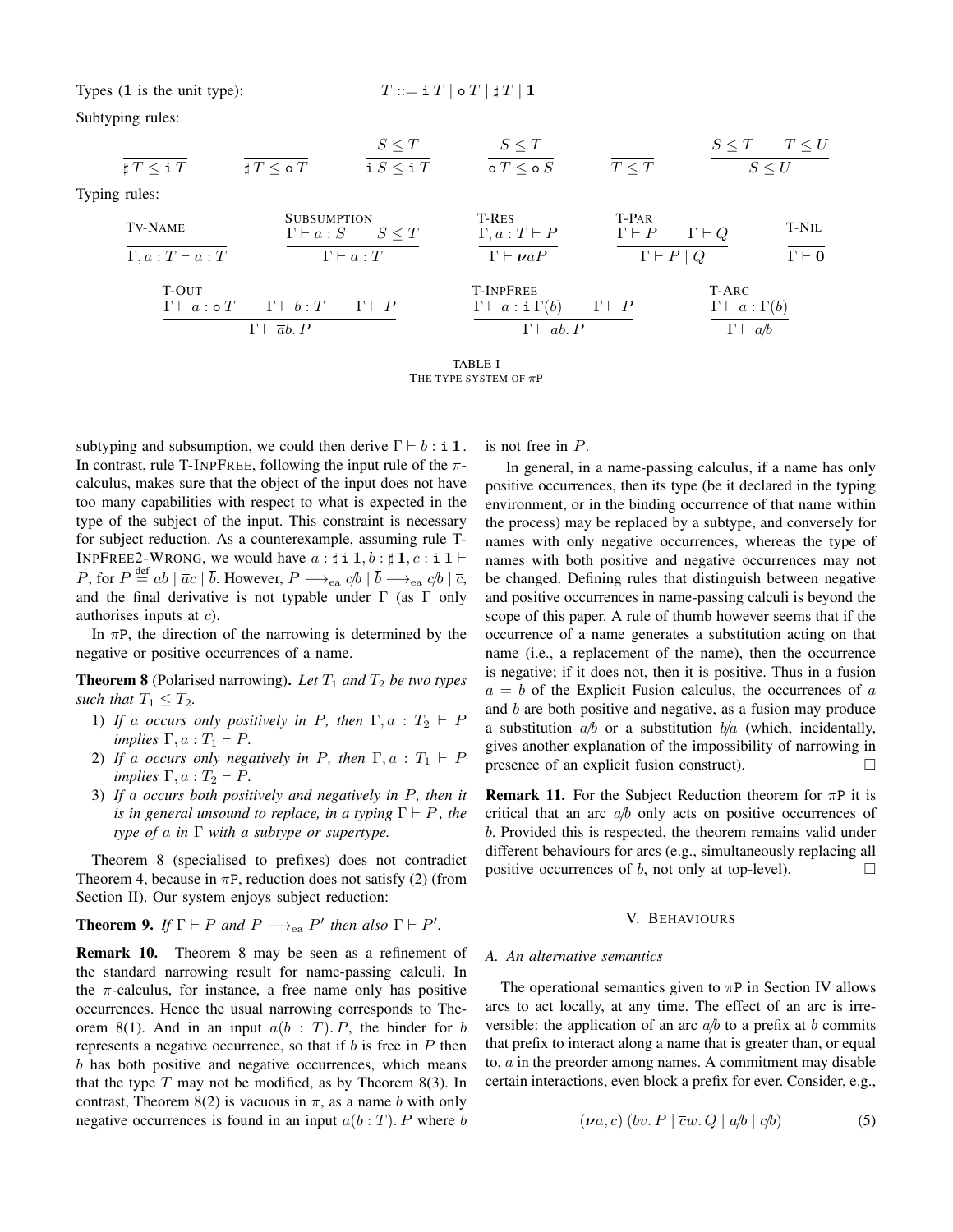Types ($\mathbf{1}$ is the unit type): $\qquad T ::= \mathtt{i}\, T \mid \mathtt{o}\, T \mid \sharp\, T \mid \mathbf{1}$

Subtyping rules:

$$\frac{}{\sharp\, T \leq \mathtt{i}\, T} \qquad \frac{}{\sharp\, T \leq \mathtt{o}\, T} \qquad \frac{S \leq T}{\mathtt{i}\, S \leq \mathtt{i}\, T} \qquad \frac{S \leq T}{\mathtt{o}\, T \leq \mathtt{o}\, S} \qquad \frac{}{T \leq T} \qquad \frac{S \leq T \quad T \leq U}{S \leq U}$$

Typing rules:

$$\text{TV-NAME}\ \frac{}{\Gamma, a : T \vdash a : T} \qquad \text{SUBSUMPTION}\ \frac{\Gamma \vdash a : S \quad S \leq T}{\Gamma \vdash a : T} \qquad \text{T-RES}\ \frac{\Gamma, a : T \vdash P}{\Gamma \vdash \boldsymbol{\nu} a P} \qquad \text{T-PAR}\ \frac{\Gamma \vdash P \quad \Gamma \vdash Q}{\Gamma \vdash P \mid Q} \qquad \text{T-NIL}\ \frac{}{\Gamma \vdash \mathbf{0}}$$

$$\text{T-OUT}\ \frac{\Gamma \vdash a : \mathtt{o}\, T \quad \Gamma \vdash b : T \quad \Gamma \vdash P}{\Gamma \vdash \overline{a} b.\, P} \qquad \text{T-INPFREE}\ \frac{\Gamma \vdash a : \mathtt{i}\, \Gamma(b) \quad \Gamma \vdash P}{\Gamma \vdash ab.\, P} \qquad \text{T-ARC}\ \frac{\Gamma \vdash a : \Gamma(b)}{\Gamma \vdash a/b}$$

TABLE I
THE TYPE SYSTEM OF $\pi$P

subtyping and subsumption, we could then derive $\Gamma \vdash b : \mathtt{i}\, \mathbf{1}$. In contrast, rule T-INPFREE, following the input rule of the $\pi$-calculus, makes sure that the object of the input does not have too many capabilities with respect to what is expected in the type of the subject of the input. This constraint is necessary for subject reduction. As a counterexample, assuming rule T-INPFREE2-WRONG, we would have $a : \sharp\, \mathtt{i}\, \mathbf{1}, b : \sharp\, \mathbf{1}, c : \mathtt{i}\, \mathbf{1} \vdash P$, for $P \stackrel{\text{def}}{=} ab \mid \overline{a}c \mid \overline{b}$. However, $P \longrightarrow_{\text{ea}} c/b \mid \overline{b} \longrightarrow_{\text{ea}} c/b \mid \overline{c}$, and the final derivative is not typable under $\Gamma$ (as $\Gamma$ only authorises inputs at $c$).

In $\pi$P, the direction of the narrowing is determined by the negative or positive occurrences of a name.

**Theorem 8** (Polarised narrowing)**.** *Let $T_1$ and $T_2$ be two types such that $T_1 \leq T_2$.*

1) *If $a$ occurs only positively in $P$, then $\Gamma, a : T_2 \vdash P$ implies $\Gamma, a : T_1 \vdash P$.*
2) *If $a$ occurs only negatively in $P$, then $\Gamma, a : T_1 \vdash P$ implies $\Gamma, a : T_2 \vdash P$.*
3) *If $a$ occurs both positively and negatively in $P$, then it is in general unsound to replace, in a typing $\Gamma \vdash P$, the type of $a$ in $\Gamma$ with a subtype or supertype.*

Theorem 8 (specialised to prefixes) does not contradict Theorem 4, because in $\pi$P, reduction does not satisfy (2) (from Section II). Our system enjoys subject reduction:

**Theorem 9.** *If $\Gamma \vdash P$ and $P \longrightarrow_{\text{ea}} P'$ then also $\Gamma \vdash P'$.*

**Remark 10.** Theorem 8 may be seen as a refinement of the standard narrowing result for name-passing calculi. In the $\pi$-calculus, for instance, a free name only has positive occurrences. Hence the usual narrowing corresponds to Theorem 8(1). And in an input $a(b : T).\, P$, the binder for $b$ represents a negative occurrence, so that if $b$ is free in $P$ then $b$ has both positive and negative occurrences, which means that the type $T$ may not be modified, as by Theorem 8(3). In contrast, Theorem 8(2) is vacuous in $\pi$, as a name $b$ with only negative occurrences is found in an input $a(b : T).\, P$ where $b$ is not free in $P$.

In general, in a name-passing calculus, if a name has only positive occurrences, then its type (be it declared in the typing environment, or in the binding occurrence of that name within the process) may be replaced by a subtype, and conversely for names with only negative occurrences, whereas the type of names with both positive and negative occurrences may not be changed. Defining rules that distinguish between negative and positive occurrences in name-passing calculi is beyond the scope of this paper. A rule of thumb however seems that if the occurrence of a name generates a substitution acting on that name (i.e., a replacement of the name), then the occurrence is negative; if it does not, then it is positive. Thus in a fusion $a = b$ of the Explicit Fusion calculus, the occurrences of $a$ and $b$ are both positive and negative, as a fusion may produce a substitution $a/b$ or a substitution $b/a$ (which, incidentally, gives another explanation of the impossibility of narrowing in presence of an explicit fusion construct). $\square$

**Remark 11.** For the Subject Reduction theorem for $\pi$P it is critical that an arc $a/b$ only acts on positive occurrences of $b$. Provided this is respected, the theorem remains valid under different behaviours for arcs (e.g., simultaneously replacing all positive occurrences of $b$, not only at top-level). $\square$

## V. BEHAVIOURS

### A. An alternative semantics

The operational semantics given to $\pi$P in Section IV allows arcs to act locally, at any time. The effect of an arc is irreversible: the application of an arc $a/b$ to a prefix at $b$ commits that prefix to interact along a name that is greater than, or equal to, $a$ in the preorder among names. A commitment may disable certain interactions, even block a prefix for ever. Consider, e.g.,

$$(\boldsymbol{\nu} a, c)\, (bv.\, P \mid \overline{c}w.\, Q \mid a/b \mid c/b) \tag{5}$$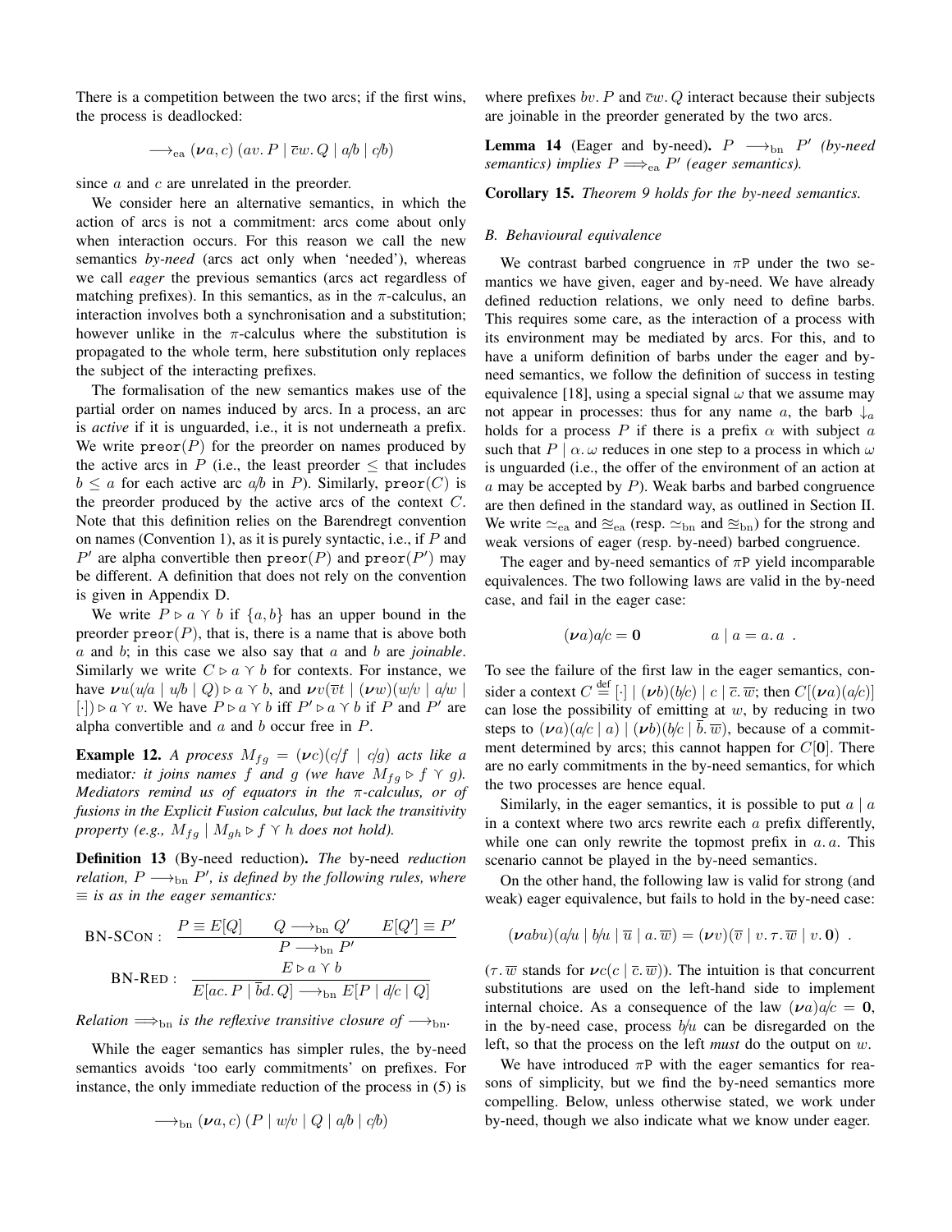There is a competition between the two arcs; if the first wins, the process is deadlocked:

$$\longrightarrow_{\rm ea} (\boldsymbol{\nu} a, c)\,(av.\,P \mid \overline{c}w.\,Q \mid a/b \mid c/b)$$

since $a$ and $c$ are unrelated in the preorder.

We consider here an alternative semantics, in which the action of arcs is not a commitment: arcs come about only when interaction occurs. For this reason we call the new semantics *by-need* (arcs act only when 'needed'), whereas we call *eager* the previous semantics (arcs act regardless of matching prefixes). In this semantics, as in the $\pi$-calculus, an interaction involves both a synchronisation and a substitution; however unlike in the $\pi$-calculus where the substitution is propagated to the whole term, here substitution only replaces the subject of the interacting prefixes.

The formalisation of the new semantics makes use of the partial order on names induced by arcs. In a process, an arc is *active* if it is unguarded, i.e., it is not underneath a prefix. We write $\mathtt{preor}(P)$ for the preorder on names produced by the active arcs in $P$ (i.e., the least preorder $\leq$ that includes $b \leq a$ for each active arc $a/b$ in $P$). Similarly, $\mathtt{preor}(C)$ is the preorder produced by the active arcs of the context $C$. Note that this definition relies on the Barendregt convention on names (Convention 1), as it is purely syntactic, i.e., if $P$ and $P'$ are alpha convertible then $\mathtt{preor}(P)$ and $\mathtt{preor}(P')$ may be different. A definition that does not rely on the convention is given in Appendix D.

We write $P \rhd a \curlyvee b$ if $\{a, b\}$ has an upper bound in the preorder $\mathtt{preor}(P)$, that is, there is a name that is above both $a$ and $b$; in this case we also say that $a$ and $b$ are *joinable*. Similarly we write $C \rhd a \curlyvee b$ for contexts. For instance, we have $\boldsymbol{\nu} u(u/a \mid u/b \mid Q) \rhd a \curlyvee b$, and $\boldsymbol{\nu} v(\overline{v}t \mid (\boldsymbol{\nu} w)(w/v \mid a/w \mid [\cdot]) \rhd a \curlyvee v$. We have $P \rhd a \curlyvee b$ iff $P' \rhd a \curlyvee b$ if $P$ and $P'$ are alpha convertible and $a$ and $b$ occur free in $P$.

**Example 12.** *A process $M_{fg} = (\boldsymbol{\nu} c)(c/f \mid c/g)$ acts like a* mediator*: it joins names $f$ and $g$ (we have $M_{fg} \rhd f \curlyvee g$). Mediators remind us of equators in the $\pi$-calculus, or of fusions in the Explicit Fusion calculus, but lack the transitivity property (e.g., $M_{fg} \mid M_{gh} \rhd f \curlyvee h$ does not hold).*

**Definition 13** (By-need reduction). *The* by-need *reduction relation, $P \longrightarrow_{\rm bn} P'$, is defined by the following rules, where $\equiv$ is as in the eager semantics:*

$$\text{BN-SCON}: \quad \frac{P \equiv E[Q] \qquad Q \longrightarrow_{\rm bn} Q' \qquad E[Q'] \equiv P'}{P \longrightarrow_{\rm bn} P'}$$

$$\text{BN-RED}: \quad \frac{E \rhd a \curlyvee b}{E[ac.\,P \mid \overline{b}d.\,Q] \longrightarrow_{\rm bn} E[P \mid d/c \mid Q]}$$

*Relation $\Longrightarrow_{\rm bn}$ is the reflexive transitive closure of $\longrightarrow_{\rm bn}$.*

While the eager semantics has simpler rules, the by-need semantics avoids 'too early commitments' on prefixes. For instance, the only immediate reduction of the process in (5) is

$$\longrightarrow_{\rm bn} (\boldsymbol{\nu} a, c)\,(P \mid w/v \mid Q \mid a/b \mid c/b)$$

where prefixes $bv.\,P$ and $\overline{c}w.\,Q$ interact because their subjects are joinable in the preorder generated by the two arcs.

**Lemma 14** (Eager and by-need). *$P \longrightarrow_{\rm bn} P'$ (by-need semantics) implies $P \Longrightarrow_{\rm ea} P'$ (eager semantics).*

**Corollary 15.** *Theorem 9 holds for the by-need semantics.*

### B. Behavioural equivalence

We contrast barbed congruence in $\pi$P under the two semantics we have given, eager and by-need. We have already defined reduction relations, we only need to define barbs. This requires some care, as the interaction of a process with its environment may be mediated by arcs. For this, and to have a uniform definition of barbs under the eager and by-need semantics, we follow the definition of success in testing equivalence [18], using a special signal $\omega$ that we assume may not appear in processes: thus for any name $a$, the barb $\downarrow_a$ holds for a process $P$ if there is a prefix $\alpha$ with subject $a$ such that $P \mid \alpha.\,\omega$ reduces in one step to a process in which $\omega$ is unguarded (i.e., the offer of the environment of an action at $a$ may be accepted by $P$). Weak barbs and barbed congruence are then defined in the standard way, as outlined in Section II. We write $\simeq_{\rm ea}$ and $\approxeq_{\rm ea}$ (resp. $\simeq_{\rm bn}$ and $\approxeq_{\rm bn}$) for the strong and weak versions of eager (resp. by-need) barbed congruence.

The eager and by-need semantics of $\pi$P yield incomparable equivalences. The two following laws are valid in the by-need case, and fail in the eager case:

$$(\boldsymbol{\nu} a)a/c = \mathbf{0} \qquad\qquad a \mid a = a.\,a\ .$$

To see the failure of the first law in the eager semantics, consider a context $C \stackrel{\rm def}{=} [\cdot] \mid (\boldsymbol{\nu} b)(b/c) \mid c \mid \overline{c}.\,\overline{w}$; then $C[(\boldsymbol{\nu} a)(a/c)]$ can lose the possibility of emitting at $w$, by reducing in two steps to $(\boldsymbol{\nu} a)(a/c \mid a) \mid (\boldsymbol{\nu} b)(b/c \mid \overline{b}.\,\overline{w})$, because of a commitment determined by arcs; this cannot happen for $C[\mathbf{0}]$. There are no early commitments in the by-need semantics, for which the two processes are hence equal.

Similarly, in the eager semantics, it is possible to put $a \mid a$ in a context where two arcs rewrite each $a$ prefix differently, while one can only rewrite the topmost prefix in $a.\,a$. This scenario cannot be played in the by-need semantics.

On the other hand, the following law is valid for strong (and weak) eager equivalence, but fails to hold in the by-need case:

$$(\boldsymbol{\nu} abu)(a/u \mid b/u \mid \overline{u} \mid a.\,\overline{w}) = (\boldsymbol{\nu} v)(\overline{v} \mid v.\,\tau.\,\overline{w} \mid v.\,\mathbf{0})\ .$$

($\tau.\,\overline{w}$ stands for $\boldsymbol{\nu} c(c \mid \overline{c}.\,\overline{w})$). The intuition is that concurrent substitutions are used on the left-hand side to implement internal choice. As a consequence of the law $(\boldsymbol{\nu} a)a/c = \mathbf{0}$, in the by-need case, process $b/u$ can be disregarded on the left, so that the process on the left *must* do the output on $w$.

We have introduced $\pi$P with the eager semantics for reasons of simplicity, but we find the by-need semantics more compelling. Below, unless otherwise stated, we work under by-need, though we also indicate what we know under eager.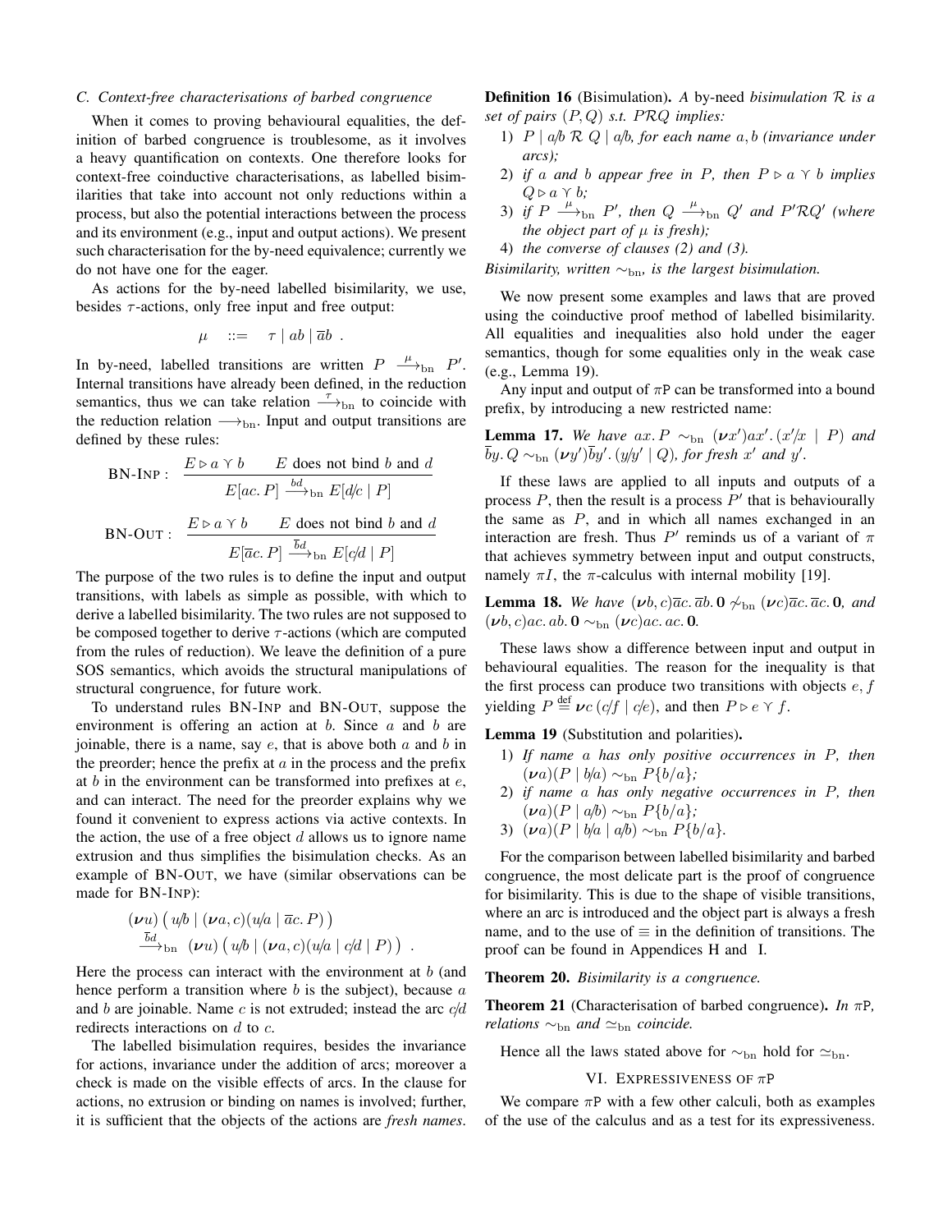### C. Context-free characterisations of barbed congruence

When it comes to proving behavioural equalities, the definition of barbed congruence is troublesome, as it involves a heavy quantification on contexts. One therefore looks for context-free coinductive characterisations, as labelled bisimilarities that take into account not only reductions within a process, but also the potential interactions between the process and its environment (e.g., input and output actions). We present such characterisation for the by-need equivalence; currently we do not have one for the eager.

As actions for the by-need labelled bisimilarity, we use, besides $\tau$-actions, only free input and free output:

$$\mu \quad ::= \quad \tau \mid ab \mid \overline{a}b \ .$$

In by-need, labelled transitions are written $P \xrightarrow{\mu}_{\rm bn} P'$. Internal transitions have already been defined, in the reduction semantics, thus we can take relation $\xrightarrow{\tau}_{\rm bn}$ to coincide with the reduction relation $\longrightarrow_{\rm bn}$. Input and output transitions are defined by these rules:

$$\text{BN-INP}: \quad \frac{E \triangleright a \curlyvee b \qquad E \text{ does not bind } b \text{ and } d}{E[ac.\,P] \xrightarrow{bd}_{\rm bn} E[d/c \mid P]}$$

$$\text{BN-OUT}: \quad \frac{E \triangleright a \curlyvee b \qquad E \text{ does not bind } b \text{ and } d}{E[\overline{a}c.\,P] \xrightarrow{\overline{b}d}_{\rm bn} E[c/d \mid P]}$$

The purpose of the two rules is to define the input and output transitions, with labels as simple as possible, with which to derive a labelled bisimilarity. The two rules are not supposed to be composed together to derive $\tau$-actions (which are computed from the rules of reduction). We leave the definition of a pure SOS semantics, which avoids the structural manipulations of structural congruence, for future work.

To understand rules BN-INP and BN-OUT, suppose the environment is offering an action at $b$. Since $a$ and $b$ are joinable, there is a name, say $e$, that is above both $a$ and $b$ in the preorder; hence the prefix at $a$ in the process and the prefix at $b$ in the environment can be transformed into prefixes at $e$, and can interact. The need for the preorder explains why we found it convenient to express actions via active contexts. In the action, the use of a free object $d$ allows us to ignore name extrusion and thus simplifies the bisimulation checks. As an example of BN-OUT, we have (similar observations can be made for BN-INP):

$$\begin{array}{l}(\boldsymbol{\nu}u)\big(u/b \mid (\boldsymbol{\nu}a,c)(u/a \mid \overline{a}c.\,P)\big)\\ \quad\xrightarrow{\overline{b}d}_{\rm bn} (\boldsymbol{\nu}u)\big(u/b \mid (\boldsymbol{\nu}a,c)(u/a \mid c/d \mid P)\big) \ .\end{array}$$

Here the process can interact with the environment at $b$ (and hence perform a transition where $b$ is the subject), because $a$ and $b$ are joinable. Name $c$ is not extruded; instead the arc $c/d$ redirects interactions on $d$ to $c$.

The labelled bisimulation requires, besides the invariance for actions, invariance under the addition of arcs; moreover a check is made on the visible effects of arcs. In the clause for actions, no extrusion or binding on names is involved; further, it is sufficient that the objects of the actions are *fresh names*.

**Definition 16** (Bisimulation)**.** *A* by-need *bisimulation $\mathcal{R}$ is a set of pairs $(P,Q)$ s.t. $P\mathcal{R}Q$ implies:*

1) *$P \mid a/b \ \mathcal{R}\ Q \mid a/b$, for each name $a,b$ (invariance under arcs);*
2) *if $a$ and $b$ appear free in $P$, then $P \triangleright a \curlyvee b$ implies $Q \triangleright a \curlyvee b$;*
3) *if $P \xrightarrow{\mu}_{\rm bn} P'$, then $Q \xrightarrow{\mu}_{\rm bn} Q'$ and $P'\mathcal{R}Q'$ (where the object part of $\mu$ is fresh);*
4) *the converse of clauses (2) and (3).*

*Bisimilarity, written $\sim_{\rm bn}$, is the largest bisimulation.*

We now present some examples and laws that are proved using the coinductive proof method of labelled bisimilarity. All equalities and inequalities also hold under the eager semantics, though for some equalities only in the weak case (e.g., Lemma 19).

Any input and output of $\pi$P can be transformed into a bound prefix, by introducing a new restricted name:

**Lemma 17.** *We have $ax.\,P \sim_{\rm bn} (\boldsymbol{\nu}x')ax'.\,(x'/x \mid P)$ and $\overline{b}y.\,Q \sim_{\rm bn} (\boldsymbol{\nu}y')\overline{b}y'.\,(y/y' \mid Q)$, for fresh $x'$ and $y'$.*

If these laws are applied to all inputs and outputs of a process $P$, then the result is a process $P'$ that is behaviourally the same as $P$, and in which all names exchanged in an interaction are fresh. Thus $P'$ reminds us of a variant of $\pi$ that achieves symmetry between input and output constructs, namely $\pi I$, the $\pi$-calculus with internal mobility [19].

**Lemma 18.** *We have $(\boldsymbol{\nu}b,c)\overline{a}c.\,\overline{a}b.\,\mathbf{0} \not\sim_{\rm bn} (\boldsymbol{\nu}c)\overline{a}c.\,\overline{a}c.\,\mathbf{0}$, and $(\boldsymbol{\nu}b,c)ac.\,ab.\,\mathbf{0} \sim_{\rm bn} (\boldsymbol{\nu}c)ac.\,ac.\,\mathbf{0}$.*

These laws show a difference between input and output in behavioural equalities. The reason for the inequality is that the first process can produce two transitions with objects $e,f$ yielding $P \stackrel{\rm def}{=} \boldsymbol{\nu}c\,(c/f \mid c/e)$, and then $P \triangleright e \curlyvee f$.

**Lemma 19** (Substitution and polarities)**.**

1) *If name $a$ has only positive occurrences in $P$, then $(\boldsymbol{\nu}a)(P \mid b/a) \sim_{\rm bn} P\{b/a\}$;*
2) *if name $a$ has only negative occurrences in $P$, then $(\boldsymbol{\nu}a)(P \mid a/b) \sim_{\rm bn} P\{b/a\}$;*
3) *$(\boldsymbol{\nu}a)(P \mid b/a \mid a/b) \sim_{\rm bn} P\{b/a\}$.*

For the comparison between labelled bisimilarity and barbed congruence, the most delicate part is the proof of congruence for bisimilarity. This is due to the shape of visible transitions, where an arc is introduced and the object part is always a fresh name, and to the use of $\equiv$ in the definition of transitions. The proof can be found in Appendices H and I.

**Theorem 20.** *Bisimilarity is a congruence.*

**Theorem 21** (Characterisation of barbed congruence)**.** *In $\pi$P, relations $\sim_{\rm bn}$ and $\simeq_{\rm bn}$ coincide.*

Hence all the laws stated above for $\sim_{\rm bn}$ hold for $\simeq_{\rm bn}$.

## VI. Expressiveness of $\pi$P

We compare $\pi$P with a few other calculi, both as examples of the use of the calculus and as a test for its expressiveness.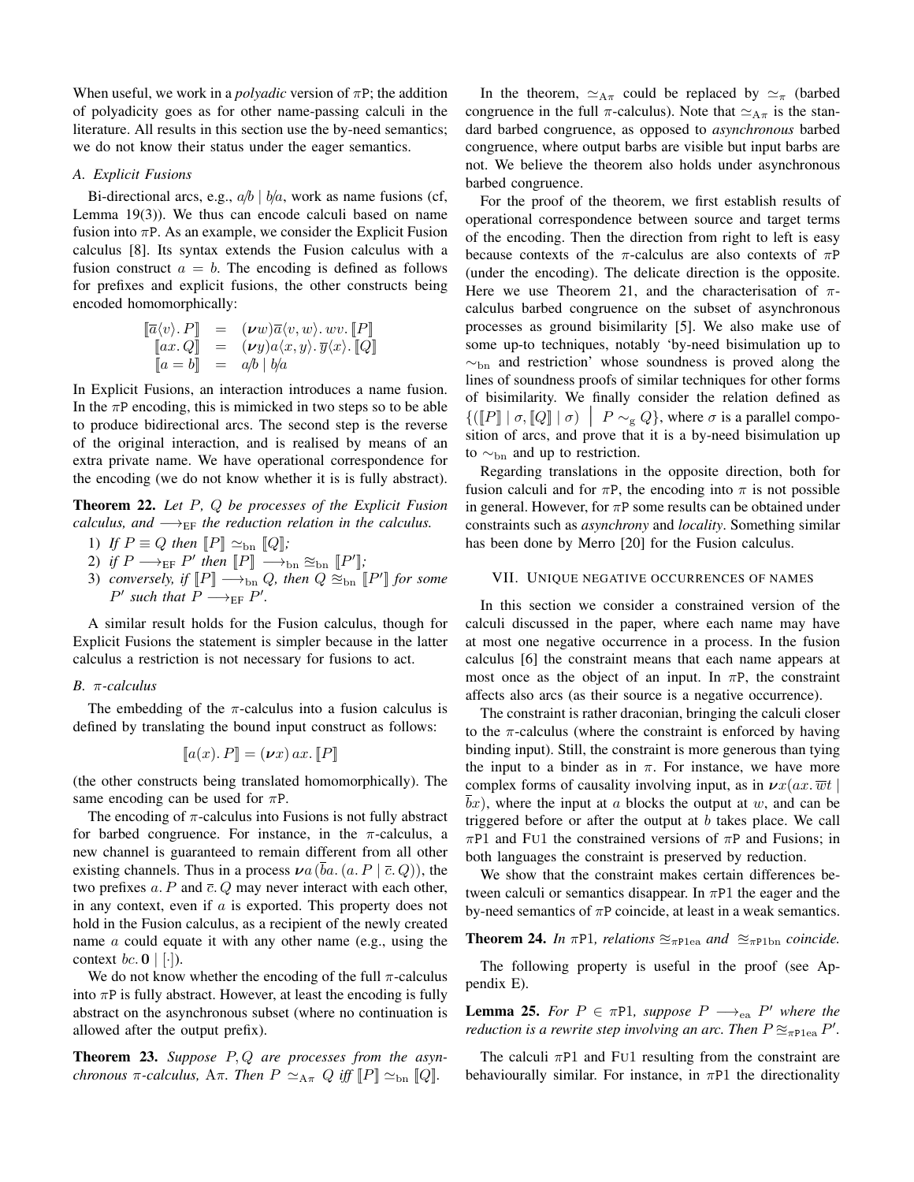When useful, we work in a *polyadic* version of $\pi$P; the addition of polyadicity goes as for other name-passing calculi in the literature. All results in this section use the by-need semantics; we do not know their status under the eager semantics.

### A. Explicit Fusions

Bi-directional arcs, e.g., $a/b \mid b/a$, work as name fusions (cf, Lemma 19(3)). We thus can encode calculi based on name fusion into $\pi$P. As an example, we consider the Explicit Fusion calculus [8]. Its syntax extends the Fusion calculus with a fusion construct $a = b$. The encoding is defined as follows for prefixes and explicit fusions, the other constructs being encoded homomorphically:

$$\begin{array}{rcl} [\![\overline{a}\langle v\rangle.\, P]\!] &=& (\boldsymbol{\nu} w)\overline{a}\langle v, w\rangle.\, wv.\, [\![P]\!] \\ [\![ax.\, Q]\!] &=& (\boldsymbol{\nu} y)a\langle x, y\rangle.\, \overline{y}\langle x\rangle.\, [\![Q]\!] \\ [\![a = b]\!] &=& a/b \mid b/a \end{array}$$

In Explicit Fusions, an interaction introduces a name fusion. In the $\pi$P encoding, this is mimicked in two steps so to be able to produce bidirectional arcs. The second step is the reverse of the original interaction, and is realised by means of an extra private name. We have operational correspondence for the encoding (we do not know whether it is is fully abstract).

**Theorem 22.** *Let $P$, $Q$ be processes of the Explicit Fusion calculus, and $\longrightarrow_{\rm EF}$ the reduction relation in the calculus.*

1) *If $P \equiv Q$ then $[\![P]\!] \simeq_{\rm bn} [\![Q]\!]$;*
2) *if $P \longrightarrow_{\rm EF} P'$ then $[\![P]\!] \longrightarrow_{\rm bn} \cong_{\rm bn} [\![P']\!]$;*
3) *conversely, if $[\![P]\!] \longrightarrow_{\rm bn} Q$, then $Q \cong_{\rm bn} [\![P']\!]$ for some $P'$ such that $P \longrightarrow_{\rm EF} P'$.*

A similar result holds for the Fusion calculus, though for Explicit Fusions the statement is simpler because in the latter calculus a restriction is not necessary for fusions to act.

### B. $\pi$-calculus

The embedding of the $\pi$-calculus into a fusion calculus is defined by translating the bound input construct as follows:

$$[\![a(x).\, P]\!] = (\boldsymbol{\nu} x)\, ax.\, [\![P]\!]$$

(the other constructs being translated homomorphically). The same encoding can be used for $\pi$P.

The encoding of $\pi$-calculus into Fusions is not fully abstract for barbed congruence. For instance, in the $\pi$-calculus, a new channel is guaranteed to remain different from all other existing channels. Thus in a process $\boldsymbol{\nu} a\, (\overline{b}a.\, (a.\, P \mid \overline{c}.\, Q))$, the two prefixes $a.\, P$ and $\overline{c}.\, Q$ may never interact with each other, in any context, even if $a$ is exported. This property does not hold in the Fusion calculus, as a recipient of the newly created name $a$ could equate it with any other name (e.g., using the context $bc.\, \mathbf{0} \mid [\cdot]$).

We do not know whether the encoding of the full $\pi$-calculus into $\pi$P is fully abstract. However, at least the encoding is fully abstract on the asynchronous subset (where no continuation is allowed after the output prefix).

**Theorem 23.** *Suppose $P, Q$ are processes from the asynchronous $\pi$-calculus, A$\pi$. Then $P \simeq_{\rm A\pi} Q$ iff $[\![P]\!] \simeq_{\rm bn} [\![Q]\!]$.*

In the theorem, $\simeq_{\rm A\pi}$ could be replaced by $\simeq_\pi$ (barbed congruence in the full $\pi$-calculus). Note that $\simeq_{\rm A\pi}$ is the standard barbed congruence, as opposed to *asynchronous* barbed congruence, where output barbs are visible but input barbs are not. We believe the theorem also holds under asynchronous barbed congruence.

For the proof of the theorem, we first establish results of operational correspondence between source and target terms of the encoding. Then the direction from right to left is easy because contexts of the $\pi$-calculus are also contexts of $\pi$P (under the encoding). The delicate direction is the opposite. Here we use Theorem 21, and the characterisation of $\pi$-calculus barbed congruence on the subset of asynchronous processes as ground bisimilarity [5]. We also make use of some up-to techniques, notably 'by-need bisimulation up to $\sim_{\rm bn}$ and restriction' whose soundness is proved along the lines of soundness proofs of similar techniques for other forms of bisimilarity. We finally consider the relation defined as $\{([\![P]\!] \mid \sigma, [\![Q]\!] \mid \sigma) \;\big|\; P \sim_{\rm g} Q\}$, where $\sigma$ is a parallel composition of arcs, and prove that it is a by-need bisimulation up to $\sim_{\rm bn}$ and up to restriction.

Regarding translations in the opposite direction, both for fusion calculi and for $\pi$P, the encoding into $\pi$ is not possible in general. However, for $\pi$P some results can be obtained under constraints such as *asynchrony* and *locality*. Something similar has been done by Merro [20] for the Fusion calculus.

## VII. Unique negative occurrences of names

In this section we consider a constrained version of the calculi discussed in the paper, where each name may have at most one negative occurrence in a process. In the fusion calculus [6] the constraint means that each name appears at most once as the object of an input. In $\pi$P, the constraint affects also arcs (as their source is a negative occurrence).

The constraint is rather draconian, bringing the calculi closer to the $\pi$-calculus (where the constraint is enforced by having binding input). Still, the constraint is more generous than tying the input to a binder as in $\pi$. For instance, we have more complex forms of causality involving input, as in $\boldsymbol{\nu} x(ax.\, \overline{w}t \mid \overline{b}x)$, where the input at $a$ blocks the output at $w$, and can be triggered before or after the output at $b$ takes place. We call $\pi$P1 and FU1 the constrained versions of $\pi$P and Fusions; in both languages the constraint is preserved by reduction.

We show that the constraint makes certain differences between calculi or semantics disappear. In $\pi$P1 the eager and the by-need semantics of $\pi$P coincide, at least in a weak semantics.

**Theorem 24.** *In $\pi$P1, relations $\cong_{\pi\rm P1ea}$ and $\cong_{\pi\rm P1bn}$ coincide.*

The following property is useful in the proof (see Appendix E).

**Lemma 25.** *For $P \in \pi$P1, suppose $P \longrightarrow_{\rm ea} P'$ where the reduction is a rewrite step involving an arc. Then $P \cong_{\pi\rm P1ea} P'$.*

The calculi $\pi$P1 and FU1 resulting from the constraint are behaviourally similar. For instance, in $\pi$P1 the directionality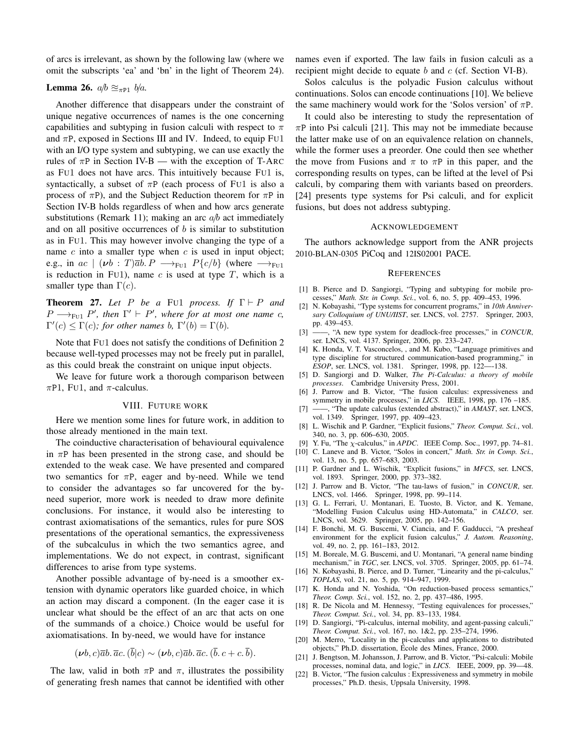of arcs is irrelevant, as shown by the following law (where we omit the subscripts 'ea' and 'bn' in the light of Theorem 24).

**Lemma 26.** $a/b \approx_{\pi P1} b/a$.

Another difference that disappears under the constraint of unique negative occurrences of names is the one concerning capabilities and subtyping in fusion calculi with respect to $\pi$ and $\pi$P, exposed in Sections III and IV. Indeed, to equip FU1 with an I/O type system and subtyping, we can use exactly the rules of $\pi$P in Section IV-B — with the exception of T-ARC as FU1 does not have arcs. This intuitively because FU1 is, syntactically, a subset of $\pi$P (each process of FU1 is also a process of $\pi$P), and the Subject Reduction theorem for $\pi$P in Section IV-B holds regardless of when and how arcs generate substitutions (Remark 11); making an arc $a/b$ act immediately and on all positive occurrences of $b$ is similar to substitution as in FU1. This may however involve changing the type of a name $c$ into a smaller type when $c$ is used in input object; e.g., in $ac \mid (\boldsymbol{\nu} b : T)\overline{a}b.\, P \longrightarrow_{\text{FU1}} P\{c/b\}$ (where $\longrightarrow_{\text{FU1}}$ is reduction in FU1), name $c$ is used at type $T$, which is a smaller type than $\Gamma(c)$.

**Theorem 27.** *Let $P$ be a* FU1 *process. If $\Gamma \vdash P$ and $P \longrightarrow_{\text{FU1}} P'$, then $\Gamma' \vdash P'$, where for at most one name $c$, $\Gamma'(c) \leq \Gamma(c)$; for other names $b$, $\Gamma'(b) = \Gamma(b)$.*

Note that FU1 does not satisfy the conditions of Definition 2 because well-typed processes may not be freely put in parallel, as this could break the constraint on unique input objects.

We leave for future work a thorough comparison between $\pi$P1, FU1, and $\pi$-calculus.

## VIII. Future work

Here we mention some lines for future work, in addition to those already mentioned in the main text.

The coinductive characterisation of behavioural equivalence in $\pi$P has been presented in the strong case, and should be extended to the weak case. We have presented and compared two semantics for $\pi$P, eager and by-need. While we tend to consider the advantages so far uncovered for the by-need superior, more work is needed to draw more definite conclusions. For instance, it would also be interesting to contrast axiomatisations of the semantics, rules for pure SOS presentations of the operational semantics, the expressiveness of the subcalculus in which the two semantics agree, and implementations. We do not expect, in contrast, significant differences to arise from type systems.

Another possible advantage of by-need is a smoother extension with dynamic operators like guarded choice, in which an action may discard a component. (In the eager case it is unclear what should be the effect of an arc that acts on one of the summands of a choice.) Choice would be useful for axiomatisations. In by-need, we would have for instance

$$(\boldsymbol{\nu} b, c)\overline{a}b.\, \overline{a}c.\, (\overline{b}|c) \sim (\boldsymbol{\nu} b, c)\overline{a}b.\, \overline{a}c.\, (\overline{b}.\, c + c.\, \overline{b}).$$

The law, valid in both $\pi$P and $\pi$, illustrates the possibility of generating fresh names that cannot be identified with other names even if exported. The law fails in fusion calculi as a recipient might decide to equate $b$ and $c$ (cf. Section VI-B).

Solos calculus is the polyadic Fusion calculus without continuations. Solos can encode continuations [10]. We believe the same machinery would work for the 'Solos version' of $\pi$P.

It could also be interesting to study the representation of $\pi$P into Psi calculi [21]. This may not be immediate because the latter make use of on an equivalence relation on channels, while the former uses a preorder. One could then see whether the move from Fusions and $\pi$ to $\pi$P in this paper, and the corresponding results on types, can be lifted at the level of Psi calculi, by comparing them with variants based on preorders. [24] presents type systems for Psi calculi, and for explicit fusions, but does not address subtyping.

## Acknowledgement

The authors acknowledge support from the ANR projects 2010-BLAN-0305 PiCoq and 12IS02001 PACE.

## References

[1] B. Pierce and D. Sangiorgi, "Typing and subtyping for mobile processes," *Math. Str. in Comp. Sci.*, vol. 6, no. 5, pp. 409–453, 1996.

[2] N. Kobayashi, "Type systems for concurrent programs," in *10th Anniversary Colloquium of UNU/IIST*, ser. LNCS, vol. 2757. Springer, 2003, pp. 439–453.

[3] ——, "A new type system for deadlock-free processes," in *CONCUR*, ser. LNCS, vol. 4137. Springer, 2006, pp. 233–247.

[4] K. Honda, V. T. Vasconcelos, , and M. Kubo, "Language primitives and type discipline for structured communication-based programming," in *ESOP*, ser. LNCS, vol. 1381. Springer, 1998, pp. 122—-138.

[5] D. Sangiorgi and D. Walker, *The Pi-Calculus: a theory of mobile processes*. Cambridge University Press, 2001.

[6] J. Parrow and B. Victor, "The fusion calculus: expressiveness and symmetry in mobile processes," in *LICS*. IEEE, 1998, pp. 176 –185.

[7] ——, "The update calculus (extended abstract)," in *AMAST*, ser. LNCS, vol. 1349. Springer, 1997, pp. 409–423.

[8] L. Wischik and P. Gardner, "Explicit fusions," *Theor. Comput. Sci.*, vol. 340, no. 3, pp. 606–630, 2005.

[9] Y. Fu, "The $\chi$-calculus," in *APDC*. IEEE Comp. Soc., 1997, pp. 74–81.

[10] C. Laneve and B. Victor, "Solos in concert," *Math. Str. in Comp. Sci.*, vol. 13, no. 5, pp. 657–683, 2003.

[11] P. Gardner and L. Wischik, "Explicit fusions," in *MFCS*, ser. LNCS, vol. 1893. Springer, 2000, pp. 373–382.

[12] J. Parrow and B. Victor, "The tau-laws of fusion," in *CONCUR*, ser. LNCS, vol. 1466. Springer, 1998, pp. 99–114.

[13] G. L. Ferrari, U. Montanari, E. Tuosto, B. Victor, and K. Yemane, "Modelling Fusion Calculus using HD-Automata," in *CALCO*, ser. LNCS, vol. 3629. Springer, 2005, pp. 142–156.

[14] F. Bonchi, M. G. Buscemi, V. Ciancia, and F. Gadducci, "A presheaf environment for the explicit fusion calculus," *J. Autom. Reasoning*, vol. 49, no. 2, pp. 161–183, 2012.

[15] M. Boreale, M. G. Buscemi, and U. Montanari, "A general name binding mechanism," in *TGC*, ser. LNCS, vol. 3705. Springer, 2005, pp. 61–74.

[16] N. Kobayashi, B. Pierce, and D. Turner, "Linearity and the pi-calculus," *TOPLAS*, vol. 21, no. 5, pp. 914–947, 1999.

[17] K. Honda and N. Yoshida, "On reduction-based process semantics," *Theor. Comp. Sci.*, vol. 152, no. 2, pp. 437–486, 1995.

[18] R. De Nicola and M. Hennessy, "Testing equivalences for processes," *Theor. Comput. Sci.*, vol. 34, pp. 83–133, 1984.

[19] D. Sangiorgi, "Pi-calculus, internal mobility, and agent-passing calculi," *Theor. Comput. Sci.*, vol. 167, no. 1&2, pp. 235–274, 1996.

[20] M. Merro, "Locality in the pi-calculus and applications to distributed objects," Ph.D. dissertation, École des Mines, France, 2000.

[21] J. Bengtson, M. Johansson, J. Parrow, and B. Victor, "Psi-calculi: Mobile processes, nominal data, and logic," in *LICS*. IEEE, 2009, pp. 39—48.

[22] B. Victor, "The fusion calculus : Expressiveness and symmetry in mobile processes," Ph.D. thesis, Uppsala University, 1998.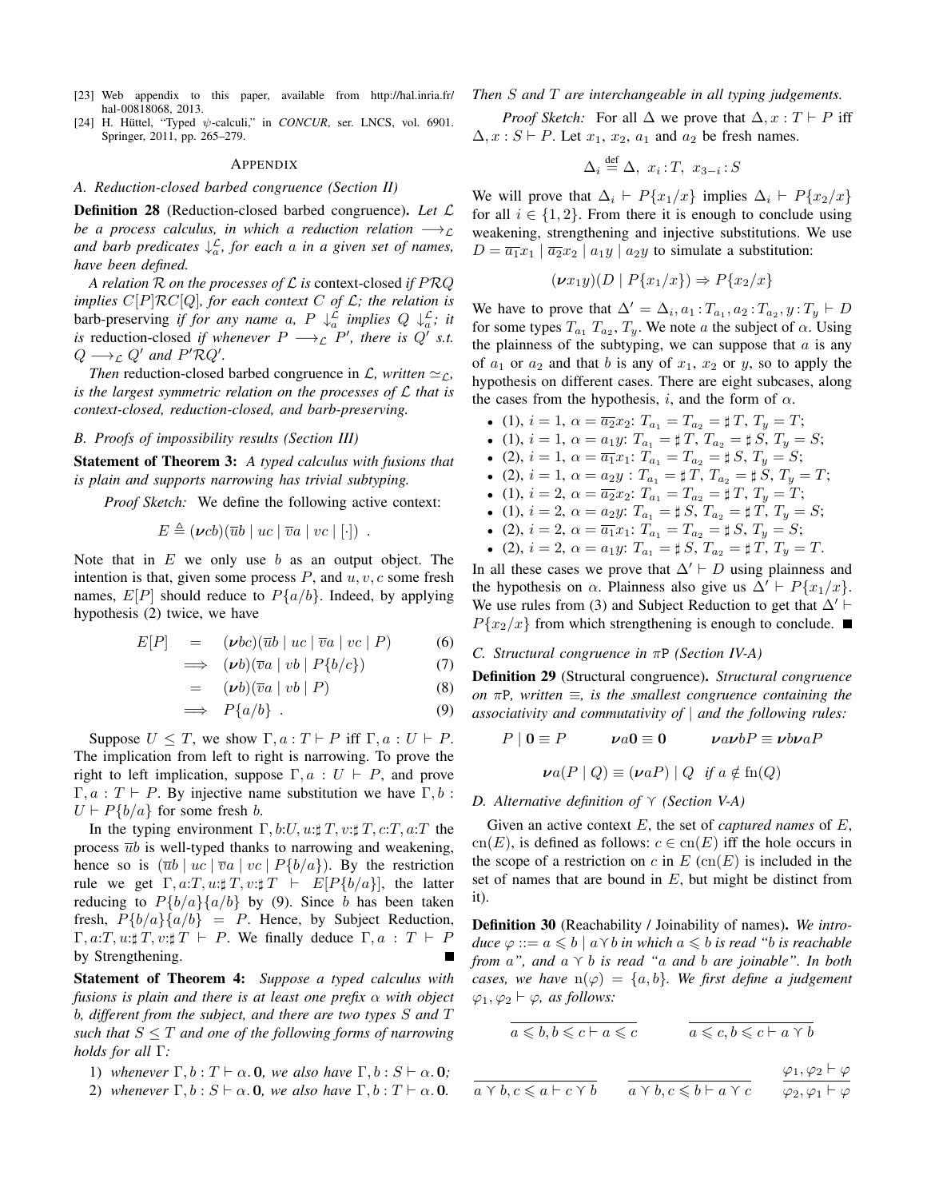[23] Web appendix to this paper, available from http://hal.inria.fr/hal-00818068, 2013.

[24] H. Hüttel, "Typed ψ-calculi," in *CONCUR*, ser. LNCS, vol. 6901. Springer, 2011, pp. 265–279.

## APPENDIX

### A. Reduction-closed barbed congruence (Section II)

**Definition 28** (Reduction-closed barbed congruence). *Let $\mathcal{L}$ be a process calculus, in which a reduction relation $\longrightarrow_{\mathcal{L}}$ and barb predicates $\downarrow_a^{\mathcal{L}}$, for each $a$ in a given set of names, have been defined.*

*A relation $\mathcal{R}$ on the processes of $\mathcal{L}$ is* context-closed *if $P\mathcal{R}Q$ implies $C[P]\mathcal{R}C[Q]$, for each context $C$ of $\mathcal{L}$; the relation is* barb-preserving *if for any name $a$, $P \downarrow_a^{\mathcal{L}}$ implies $Q \downarrow_a^{\mathcal{L}}$; it is* reduction-closed *if whenever $P \longrightarrow_{\mathcal{L}} P'$, there is $Q'$ s.t. $Q \longrightarrow_{\mathcal{L}} Q'$ and $P'\mathcal{R}Q'$.*

*Then* reduction-closed barbed congruence in $\mathcal{L}$*, written $\simeq_{\mathcal{L}}$, is the largest symmetric relation on the processes of $\mathcal{L}$ that is context-closed, reduction-closed, and barb-preserving.*

### B. Proofs of impossibility results (Section III)

**Statement of Theorem 3:** *A typed calculus with fusions that is plain and supports narrowing has trivial subtyping.*

*Proof Sketch:* We define the following active context:

$$E \triangleq (\boldsymbol{\nu} cb)(\overline{u}b \mid uc \mid \overline{v}a \mid vc \mid [\cdot]) \ .$$

Note that in $E$ we only use $b$ as an output object. The intention is that, given some process $P$, and $u, v, c$ some fresh names, $E[P]$ should reduce to $P\{a/b\}$. Indeed, by applying hypothesis (2) twice, we have

$$\begin{aligned} E[P] &= (\boldsymbol{\nu} bc)(\overline{u}b \mid uc \mid \overline{v}a \mid vc \mid P) & (6)\\ &\Longrightarrow (\boldsymbol{\nu} b)(\overline{v}a \mid vb \mid P\{b/c\}) & (7)\\ &= (\boldsymbol{\nu} b)(\overline{v}a \mid vb \mid P) & (8)\\ &\Longrightarrow P\{a/b\} \ . & (9) \end{aligned}$$

Suppose $U \leq T$, we show $\Gamma, a:T \vdash P$ iff $\Gamma, a:U \vdash P$. The implication from left to right is narrowing. To prove the right to left implication, suppose $\Gamma, a:U \vdash P$, and prove $\Gamma, a:T \vdash P$. By injective name substitution we have $\Gamma, b:U \vdash P\{b/a\}$ for some fresh $b$.

In the typing environment $\Gamma, b{:}U, u{:}\sharp\, T, v{:}\sharp\, T, c{:}T, a{:}T$ the process $\overline{u}b$ is well-typed thanks to narrowing and weakening, hence so is $(\overline{u}b \mid uc \mid \overline{v}a \mid vc \mid P\{b/a\})$. By the restriction rule we get $\Gamma, a{:}T, u{:}\sharp\, T, v{:}\sharp\, T \vdash E[P\{b/a\}]$, the latter reducing to $P\{b/a\}\{a/b\}$ by (9). Since $b$ has been taken fresh, $P\{b/a\}\{a/b\} = P$. Hence, by Subject Reduction, $\Gamma, a{:}T, u{:}\sharp\, T, v{:}\sharp\, T \vdash P$. We finally deduce $\Gamma, a:T \vdash P$ by Strengthening. ∎

**Statement of Theorem 4:** *Suppose a typed calculus with fusions is plain and there is at least one prefix $\alpha$ with object $b$, different from the subject, and there are two types $S$ and $T$ such that $S \leq T$ and one of the following forms of narrowing holds for all $\Gamma$:*

1) *whenever $\Gamma, b:T \vdash \alpha.\mathbf{0}$, we also have $\Gamma, b:S \vdash \alpha.\mathbf{0}$;*
2) *whenever $\Gamma, b:S \vdash \alpha.\mathbf{0}$, we also have $\Gamma, b:T \vdash \alpha.\mathbf{0}$.*

*Then $S$ and $T$ are interchangeable in all typing judgements.*

*Proof Sketch:* For all $\Delta$ we prove that $\Delta, x:T \vdash P$ iff $\Delta, x:S \vdash P$. Let $x_1$, $x_2$, $a_1$ and $a_2$ be fresh names.

$$\Delta_i \stackrel{\text{def}}{=} \Delta,\ x_i{:}T,\ x_{3-i}{:}S$$

We will prove that $\Delta_i \vdash P\{x_1/x\}$ implies $\Delta_i \vdash P\{x_2/x\}$ for all $i \in \{1, 2\}$. From there it is enough to conclude using weakening, strengthening and injective substitutions. We use $D = \overline{a_1}x_1 \mid \overline{a_2}x_2 \mid a_1 y \mid a_2 y$ to simulate a substitution:

$$(\boldsymbol{\nu} x_1 y)(D \mid P\{x_1/x\}) \Rightarrow P\{x_2/x\}$$

We have to prove that $\Delta' = \Delta_i, a_1{:}T_{a_1}, a_2{:}T_{a_2}, y{:}T_y \vdash D$ for some types $T_{a_1}$ $T_{a_2}$, $T_y$. We note $a$ the subject of $\alpha$. Using the plainness of the subtyping, we can suppose that $a$ is any of $a_1$ or $a_2$ and that $b$ is any of $x_1$, $x_2$ or $y$, so to apply the hypothesis on different cases. There are eight subcases, along the cases from the hypothesis, $i$, and the form of $\alpha$.

- (1), $i = 1$, $\alpha = \overline{a_2}x_2$: $T_{a_1} = T_{a_2} = \sharp\, T$, $T_y = T$;
- (1), $i = 1$, $\alpha = a_1 y$: $T_{a_1} = \sharp\, T$, $T_{a_2} = \sharp\, S$, $T_y = S$;
- (2), $i = 1$, $\alpha = \overline{a_1}x_1$: $T_{a_1} = T_{a_2} = \sharp\, S$, $T_y = S$;
- (2), $i = 1$, $\alpha = a_2 y$ : $T_{a_1} = \sharp\, T$, $T_{a_2} = \sharp\, S$, $T_y = T$;
- (1), $i = 2$, $\alpha = \overline{a_2}x_2$: $T_{a_1} = T_{a_2} = \sharp\, T$, $T_y = T$;
- (1), $i = 2$, $\alpha = a_2 y$: $T_{a_1} = \sharp\, S$, $T_{a_2} = \sharp\, T$, $T_y = S$;
- (2), $i = 2$, $\alpha = \overline{a_1}x_1$: $T_{a_1} = T_{a_2} = \sharp\, S$, $T_y = S$;
- (2), $i = 2$, $\alpha = a_1 y$: $T_{a_1} = \sharp\, S$, $T_{a_2} = \sharp\, T$, $T_y = T$.

In all these cases we prove that $\Delta' \vdash D$ using plainness and the hypothesis on $\alpha$. Plainness also give us $\Delta' \vdash P\{x_1/x\}$. We use rules from (3) and Subject Reduction to get that $\Delta' \vdash P\{x_2/x\}$ from which strengthening is enough to conclude. ∎

### C. Structural congruence in πP (Section IV-A)

**Definition 29** (Structural congruence). *Structural congruence on πP, written $\equiv$, is the smallest congruence containing the associativity and commutativity of $\mid$ and the following rules:*

$$P \mid \mathbf{0} \equiv P \qquad \boldsymbol{\nu} a\mathbf{0} \equiv \mathbf{0} \qquad \boldsymbol{\nu} a\boldsymbol{\nu} bP \equiv \boldsymbol{\nu} b\boldsymbol{\nu} aP$$

$$\boldsymbol{\nu} a(P \mid Q) \equiv (\boldsymbol{\nu} aP) \mid Q \quad \text{if } a \notin \text{fn}(Q)$$

### D. Alternative definition of $\curlyvee$ (Section V-A)

Given an active context $E$, the set of *captured names* of $E$, $\text{cn}(E)$, is defined as follows: $c \in \text{cn}(E)$ iff the hole occurs in the scope of a restriction on $c$ in $E$ ($\text{cn}(E)$ is included in the set of names that are bound in $E$, but might be distinct from it).

**Definition 30** (Reachability / Joinability of names). *We introduce $\varphi ::= a \leqslant b \mid a \curlyvee b$ in which $a \leqslant b$ is read "$b$ is reachable from $a$", and $a \curlyvee b$ is read "$a$ and $b$ are joinable". In both cases, we have $\text{n}(\varphi) = \{a, b\}$. We first define a judgement $\varphi_1, \varphi_2 \vdash \varphi$, as follows:*

$$\frac{}{a \leqslant b, b \leqslant c \vdash a \leqslant c} \qquad \frac{}{a \leqslant c, b \leqslant c \vdash a \curlyvee b}$$

$$\frac{}{a \curlyvee b, c \leqslant a \vdash c \curlyvee b} \qquad \frac{}{a \curlyvee b, c \leqslant b \vdash a \curlyvee c} \qquad \frac{\varphi_1, \varphi_2 \vdash \varphi}{\varphi_2, \varphi_1 \vdash \varphi}$$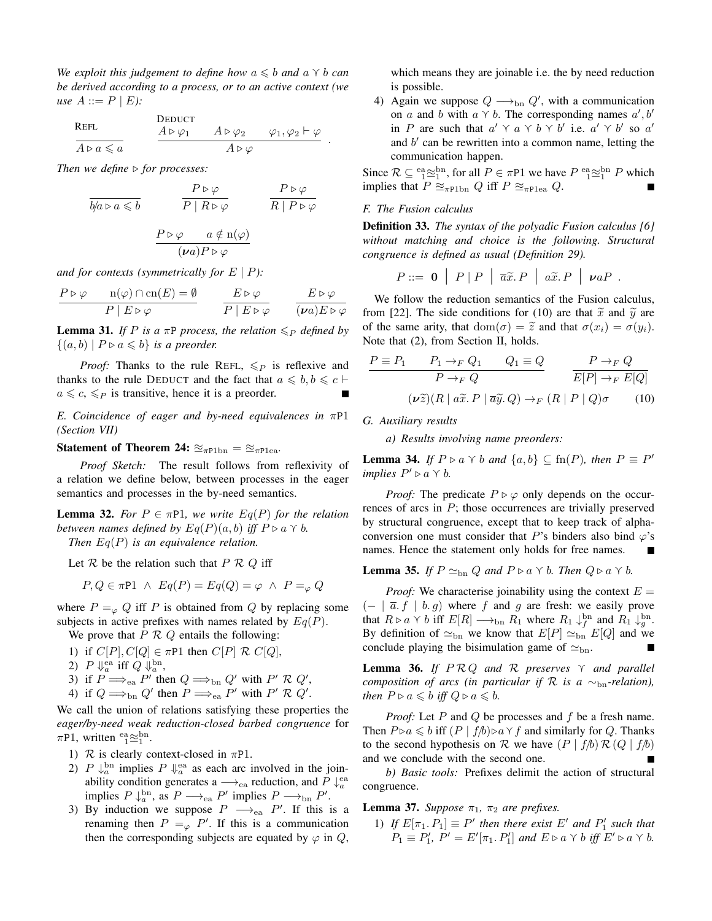*We exploit this judgement to define how $a \leqslant b$ and $a \curlyvee b$ can be derived according to a process, or to an active context (we use $A ::= P \mid E$):*

$$\frac{}{A \rhd a \leqslant a}\ \textsc{Refl} \qquad \frac{A \rhd \varphi_1 \quad A \rhd \varphi_2 \quad \varphi_1, \varphi_2 \vdash \varphi}{A \rhd \varphi}\ \textsc{Deduct} .$$

*Then we define $\rhd$ for processes:*

$$\frac{}{b/a \rhd a \leqslant b} \qquad \frac{P \rhd \varphi}{P \mid R \rhd \varphi} \qquad \frac{P \rhd \varphi}{R \mid P \rhd \varphi}$$

$$\frac{P \rhd \varphi \quad a \notin \mathrm{n}(\varphi)}{(\boldsymbol{\nu} a) P \rhd \varphi}$$

*and for contexts (symmetrically for $E \mid P$):*

$$\frac{P \rhd \varphi \quad \mathrm{n}(\varphi) \cap \mathrm{cn}(E) = \emptyset}{P \mid E \rhd \varphi} \qquad \frac{E \rhd \varphi}{P \mid E \rhd \varphi} \qquad \frac{E \rhd \varphi}{(\boldsymbol{\nu} a) E \rhd \varphi}$$

**Lemma 31.** *If $P$ is a $\pi$P process, the relation $\leqslant_P$ defined by $\{(a, b) \mid P \rhd a \leqslant b\}$ is a preorder.*

*Proof:* Thanks to the rule Refl, $\leqslant_P$ is reflexive and thanks to the rule Deduct and the fact that $a \leqslant b, b \leqslant c \vdash a \leqslant c$, $\leqslant_P$ is transitive, hence it is a preorder. ∎

*E. Coincidence of eager and by-need equivalences in $\pi$P1 (Section VII)*

**Statement of Theorem 24:** $\approxeq_{\pi\text{P1bn}} = \approxeq_{\pi\text{P1ea}}$.

*Proof Sketch:* The result follows from reflexivity of a relation we define below, between processes in the eager semantics and processes in the by-need semantics.

**Lemma 32.** *For $P \in \pi$P1, we write $Eq(P)$ for the relation between names defined by $Eq(P)(a, b)$ iff $P \rhd a \curlyvee b$. Then $Eq(P)$ is an equivalence relation.*

Let $\mathcal{R}$ be the relation such that $P \mathrel{\mathcal{R}} Q$ iff

$$P, Q \in \pi\text{P1} \ \wedge \ Eq(P) = Eq(Q) = \varphi \ \wedge \ P =_\varphi Q$$

where $P =_\varphi Q$ iff $P$ is obtained from $Q$ by replacing some subjects in active prefixes with names related by $Eq(P)$.

We prove that $P \mathrel{\mathcal{R}} Q$ entails the following:

1) if $C[P], C[Q] \in \pi$P1 then $C[P] \mathrel{\mathcal{R}} C[Q]$,
2) $P \Downarrow_a^{\text{ea}}$ iff $Q \Downarrow_a^{\text{bn}}$,
3) if $P \Longrightarrow_{\text{ea}} P'$ then $Q \Longrightarrow_{\text{bn}} Q'$ with $P' \mathrel{\mathcal{R}} Q'$,
4) if $Q \Longrightarrow_{\text{bn}} Q'$ then $P \Longrightarrow_{\text{ea}} P'$ with $P' \mathrel{\mathcal{R}} Q'$.

We call the union of relations satisfying these properties the *eager/by-need weak reduction-closed barbed congruence* for $\pi$P1, written ${}^{\text{ea}}_{1}\!\!\approxeq^{\text{bn}}_{1}$.

1) $\mathcal{R}$ is clearly context-closed in $\pi$P1.
2) $P \downarrow_a^{\text{bn}}$ implies $P \Downarrow_a^{\text{ea}}$ as each arc involved in the joinability condition generates a $\longrightarrow_{\text{ea}}$ reduction, and $P \downarrow_a^{\text{ea}}$ implies $P \downarrow_a^{\text{bn}}$, as $P \longrightarrow_{\text{ea}} P'$ implies $P \longrightarrow_{\text{bn}} P'$.
3) By induction we suppose $P \longrightarrow_{\text{ea}} P'$. If this is a renaming then $P =_\varphi P'$. If this is a communication then the corresponding subjects are equated by $\varphi$ in $Q$, which means they are joinable i.e. the by need reduction is possible.
4) Again we suppose $Q \longrightarrow_{\text{bn}} Q'$, with a communication on $a$ and $b$ with $a \curlyvee b$. The corresponding names $a', b'$ in $P$ are such that $a' \curlyvee a \curlyvee b \curlyvee b'$ i.e. $a' \curlyvee b'$ so $a'$ and $b'$ can be rewritten into a common name, letting the communication happen.

Since $\mathcal{R} \subseteq {}^{\text{ea}}_{1}\!\!\approxeq^{\text{bn}}_{1}$, for all $P \in \pi$P1 we have $P \ {}^{\text{ea}}_{1}\!\!\approxeq^{\text{bn}}_{1} \ P$ which implies that $P \approxeq_{\pi\text{P1bn}} Q$ iff $P \approxeq_{\pi\text{P1ea}} Q$. ∎

*F. The Fusion calculus*

**Definition 33.** *The syntax of the polyadic Fusion calculus [6] without matching and choice is the following. Structural congruence is defined as usual (Definition 29).*

$$P ::= \ \mathbf{0} \ \big| \ P \mid P \ \big| \ \overline{a}\widetilde{x}.\, P \ \big| \ a\widetilde{x}.\, P \ \big| \ \boldsymbol{\nu} a P \ .$$

We follow the reduction semantics of the Fusion calculus, from [22]. The side conditions for (10) are that $\widetilde{x}$ and $\widetilde{y}$ are of the same arity, that $\mathrm{dom}(\sigma) = \widetilde{z}$ and that $\sigma(x_i) = \sigma(y_i)$. Note that (2), from Section II, holds.

$$\frac{P \equiv P_1 \quad P_1 \to_F Q_1 \quad Q_1 \equiv Q}{P \to_F Q} \qquad \frac{P \to_F Q}{E[P] \to_F E[Q]}$$

$$(\boldsymbol{\nu}\widetilde{z})(R \mid a\widetilde{x}.\, P \mid \overline{a}\widetilde{y}.\, Q) \to_F (R \mid P \mid Q)\sigma \qquad (10)$$

*G. Auxiliary results*

*a) Results involving name preorders:*

**Lemma 34.** *If $P \rhd a \curlyvee b$ and $\{a, b\} \subseteq \mathrm{fn}(P)$, then $P \equiv P'$ implies $P' \rhd a \curlyvee b$.*

*Proof:* The predicate $P \rhd \varphi$ only depends on the occurrences of arcs in $P$; those occurrences are trivially preserved by structural congruence, except that to keep track of alpha-conversion one must consider that $P$'s binders also bind $\varphi$'s names. Hence the statement only holds for free names. ∎

**Lemma 35.** *If $P \simeq_{\text{bn}} Q$ and $P \rhd a \curlyvee b$. Then $Q \rhd a \curlyvee b$.*

*Proof:* We characterise joinability using the context $E = (- \mid \overline{a}.\, f \mid b.\, g)$ where $f$ and $g$ are fresh: we easily prove that $R \rhd a \curlyvee b$ iff $E[R] \longrightarrow_{\text{bn}} R_1$ where $R_1 \downarrow_f^{\text{bn}}$ and $R_1 \downarrow_g^{\text{bn}}$. By definition of $\simeq_{\text{bn}}$ we know that $E[P] \simeq_{\text{bn}} E[Q]$ and we conclude playing the bisimulation game of $\simeq_{\text{bn}}$. ∎

**Lemma 36.** *If $P \mathrel{\mathcal{R}} Q$ and $\mathcal{R}$ preserves $\curlyvee$ and parallel composition of arcs (in particular if $\mathcal{R}$ is a $\sim_{\text{bn}}$-relation), then $P \rhd a \leqslant b$ iff $Q \rhd a \leqslant b$.*

*Proof:* Let $P$ and $Q$ be processes and $f$ be a fresh name. Then $P \rhd a \leqslant b$ iff $(P \mid f/b) \rhd a \curlyvee f$ and similarly for $Q$. Thanks to the second hypothesis on $\mathcal{R}$ we have $(P \mid f/b) \mathrel{\mathcal{R}} (Q \mid f/b)$ and we conclude with the second one. ∎

*b) Basic tools:* Prefixes delimit the action of structural congruence.

**Lemma 37.** *Suppose $\pi_1$, $\pi_2$ are prefixes.*

1) *If $E[\pi_1.\, P_1] \equiv P'$ then there exist $E'$ and $P_1'$ such that $P_1 \equiv P_1'$, $P' = E'[\pi_1.\, P_1']$ and $E \rhd a \curlyvee b$ iff $E' \rhd a \curlyvee b$.*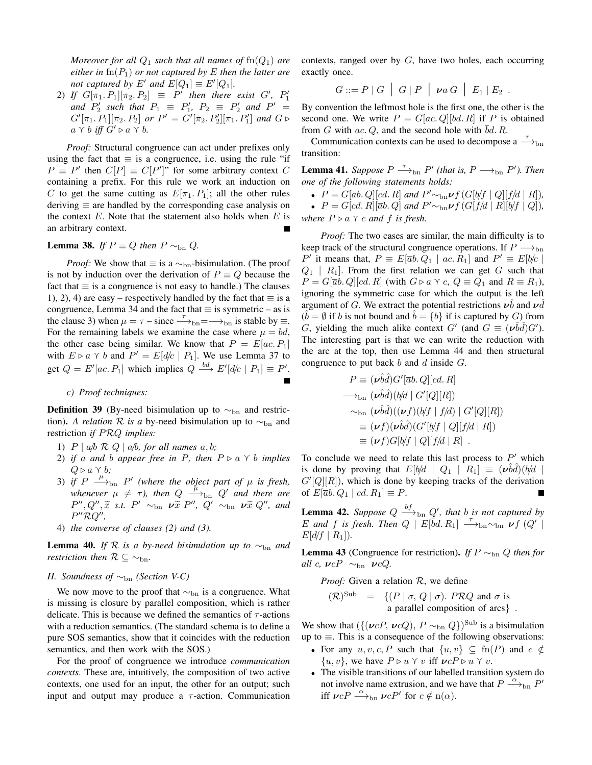*Moreover for all $Q_1$ such that all names of $\mathrm{fn}(Q_1)$ are either in $\mathrm{fn}(P_1)$ or not captured by $E$ then the latter are not captured by $E'$ and $E[Q_1] \equiv E'[Q_1]$.*

2) *If $G[\pi_1. P_1][\pi_2. P_2] \equiv P'$ then there exist $G'$, $P_1'$ and $P_2'$ such that $P_1 \equiv P_1'$, $P_2 \equiv P_2'$ and $P' = G'[\pi_1. P_1][\pi_2. P_2]$ or $P' = G'[\pi_2. P_2'][\pi_1. P_1']$ and $G \triangleright a \curlyvee b$ iff $G' \triangleright a \curlyvee b$.*

*Proof:* Structural congruence can act under prefixes only using the fact that $\equiv$ is a congruence, i.e. using the rule "if $P \equiv P'$ then $C[P] \equiv C[P']$" for some arbitrary context $C$ containing a prefix. For this rule we work an induction on $C$ to get the same cutting as $E[\pi_1. P_1]$; all the other rules deriving $\equiv$ are handled by the corresponding case analysis on the context $E$. Note that the statement also holds when $E$ is an arbitrary context. ∎

**Lemma 38.** *If $P \equiv Q$ then $P \sim_{\mathrm{bn}} Q$.*

*Proof:* We show that $\equiv$ is a $\sim_{\mathrm{bn}}$-bisimulation. (The proof is not by induction over the derivation of $P \equiv Q$ because the fact that $\equiv$ is a congruence is not easy to handle.) The clauses 1), 2), 4) are easy – respectively handled by the fact that $\equiv$ is a congruence, Lemma 34 and the fact that $\equiv$ is symmetric – as is the clause 3) when $\mu = \tau$ – since $\xrightarrow{\tau}_{\mathrm{bn}} = \longrightarrow_{\mathrm{bn}}$ is stable by $\equiv$. For the remaining labels we examine the case where $\mu = bd$, the other case being similar. We know that $P = E[ac. P_1]$ with $E \triangleright a \curlyvee b$ and $P' = E[d/c \mid P_1]$. We use Lemma 37 to get $Q = E'[ac. P_1]$ which implies $Q \xrightarrow{bd} E'[d/c \mid P_1] \equiv P'$. ∎

### c) Proof techniques:

**Definition 39** (By-need bisimulation up to $\sim_{\mathrm{bn}}$ and restriction)**.** *A relation $\mathcal{R}$ is a* by-need bisimulation up to $\sim_{\mathrm{bn}}$ and restriction *if $P\mathcal{R}Q$ implies:*

1) *$P \mid a/b \;\mathcal{R}\; Q \mid a/b$, for all names $a, b$;*
2) *if $a$ and $b$ appear free in $P$, then $P \triangleright a \curlyvee b$ implies $Q \triangleright a \curlyvee b$;*
3) *if $P \xrightarrow{\mu}_{\mathrm{bn}} P'$ (where the object part of $\mu$ is fresh, whenever $\mu \neq \tau$), then $Q \xrightarrow{\mu}_{\mathrm{bn}} Q'$ and there are $P'', Q'', \widetilde{x}$ s.t. $P' \sim_{\mathrm{bn}} \boldsymbol{\nu}\widetilde{x}\, P''$, $Q' \sim_{\mathrm{bn}} \boldsymbol{\nu}\widetilde{x}\, Q''$, and $P''\mathcal{R}Q''$,*
4) *the converse of clauses (2) and (3).*

**Lemma 40.** *If $\mathcal{R}$ is a by-need bisimulation up to $\sim_{\mathrm{bn}}$ and restriction then $\mathcal{R} \subseteq \sim_{\mathrm{bn}}$.*

### H. Soundness of $\sim_{\mathrm{bn}}$ (Section V-C)

We now move to the proof that $\sim_{\mathrm{bn}}$ is a congruence. What is missing is closure by parallel composition, which is rather delicate. This is because we defined the semantics of $\tau$-actions with a reduction semantics. (The standard schema is to define a pure SOS semantics, show that it coincides with the reduction semantics, and then work with the SOS.)

For the proof of congruence we introduce *communication contexts*. These are, intuitively, the composition of two active contexts, one used for an input, the other for an output; such input and output may produce a $\tau$-action. Communication contexts, ranged over by $G$, have two holes, each occurring exactly once.

$$G ::= P \mid G \;\;\big|\;\; G \mid P \;\;\big|\;\; \boldsymbol{\nu} a\, G \;\;\big|\;\; E_1 \mid E_2 \;\; .$$

By convention the leftmost hole is the first one, the other is the second one. We write $P = G[ac. Q][\overline{b}d. R]$ if $P$ is obtained from $G$ with $ac. Q$, and the second hole with $\overline{b}d. R$.

Communication contexts can be used to decompose a $\xrightarrow{\tau}_{\mathrm{bn}}$ transition:

**Lemma 41.** *Suppose $P \xrightarrow{\tau}_{\mathrm{bn}} P'$ (that is, $P \longrightarrow_{\mathrm{bn}} P'$). Then one of the following statements holds:*

- *$P = G[\overline{a}b. Q][cd. R]$ and $P' \sim_{\mathrm{bn}} \boldsymbol{\nu} f\,(G[b/f \mid Q][f/d \mid R])$,*
- *$P = G[cd. R][\overline{a}b. Q]$ and $P' \sim_{\mathrm{bn}} \boldsymbol{\nu} f\,(G[f/d \mid R][b/f \mid Q])$,*

*where $P \triangleright a \curlyvee c$ and $f$ is fresh.*

*Proof:* The two cases are similar, the main difficulty is to keep track of the structural congruence operations. If $P \longrightarrow_{\mathrm{bn}} P'$ it means that, $P \equiv E[\overline{a}b. Q_1 \mid ac. R_1]$ and $P' \equiv E[b/c \mid Q_1 \mid R_1]$. From the first relation we can get $G$ such that $P = G[\overline{a}b. Q][cd. R]$ (with $G \triangleright a \curlyvee c$, $Q \equiv Q_1$ and $R \equiv R_1$), ignoring the symmetric case for which the output is the left argument of $G$. We extract the potential restrictions $\boldsymbol{\nu}\hat{b}$ and $\boldsymbol{\nu}\hat{d}$ ($\hat{b} = \emptyset$ if $b$ is not bound and $\hat{b} = \{b\}$ if is captured by $G$) from $G$, yielding the much alike context $G'$ (and $G \equiv (\boldsymbol{\nu}\hat{b}\hat{d})G'$). The interesting part is that we can write the reduction with the arc at the top, then use Lemma 44 and then structural congruence to put back $b$ and $d$ inside $G$.

$$\begin{aligned}
P &\equiv (\boldsymbol{\nu}\hat{b}\hat{d})G'[\overline{a}b. Q][cd. R] \\
&\longrightarrow_{\mathrm{bn}} (\boldsymbol{\nu}\hat{b}\hat{d})(b/d \mid G'[Q][R]) \\
&\sim_{\mathrm{bn}} (\boldsymbol{\nu}\hat{b}\hat{d})((\boldsymbol{\nu} f)(b/f \mid f/d) \mid G'[Q][R]) \\
&\equiv (\boldsymbol{\nu} f)(\boldsymbol{\nu}\hat{b}\hat{d})(G'[b/f \mid Q][f/d \mid R]) \\
&\equiv (\boldsymbol{\nu} f)G[b/f \mid Q][f/d \mid R] \;\; .
\end{aligned}$$

To conclude we need to relate this last process to $P'$ which is done by proving that $E[b/d \mid Q_1 \mid R_1] \equiv (\boldsymbol{\nu}\hat{b}\hat{d})(b/d \mid G'[Q][R])$, which is done by keeping tracks of the derivation of $E[\overline{a}b. Q_1 \mid cd. R_1] \equiv P$. ∎

**Lemma 42.** *Suppose $Q \xrightarrow{bf}_{\mathrm{bn}} Q'$, that $b$ is not captured by $E$ and $f$ is fresh. Then $Q \mid E[\overline{b}d. R_1] \xrightarrow{\tau}_{\mathrm{bn}} \sim_{\mathrm{bn}} \boldsymbol{\nu} f\,(Q' \mid E[d/f \mid R_1])$.*

**Lemma 43** (Congruence for restriction)**.** *If $P \sim_{\mathrm{bn}} Q$ then for all $c$, $\boldsymbol{\nu} cP \;\sim_{\mathrm{bn}}\; \boldsymbol{\nu} cQ$.*

*Proof:* Given a relation $\mathcal{R}$, we define

$$(\mathcal{R})^{\mathrm{Sub}} \;\;=\;\; \{(P \mid \sigma, Q \mid \sigma).\; P\mathcal{R}Q \text{ and } \sigma \text{ is a parallel composition of arcs}\} \;\; .$$

We show that $(\{(\boldsymbol{\nu} cP, \boldsymbol{\nu} cQ),\; P \sim_{\mathrm{bn}} Q\})^{\mathrm{Sub}}$ is a bisimulation up to $\equiv$. This is a consequence of the following observations:

- For any $u, v, c, P$ such that $\{u, v\} \subseteq \mathrm{fn}(P)$ and $c \notin \{u, v\}$, we have $P \triangleright u \curlyvee v$ iff $\boldsymbol{\nu} cP \triangleright u \curlyvee v$.
- The visible transitions of our labelled transition system do not involve name extrusion, and we have that $P \xrightarrow{\alpha}_{\mathrm{bn}} P'$ iff $\boldsymbol{\nu} cP \xrightarrow{\alpha}_{\mathrm{bn}} \boldsymbol{\nu} cP'$ for $c \notin \mathrm{n}(\alpha)$.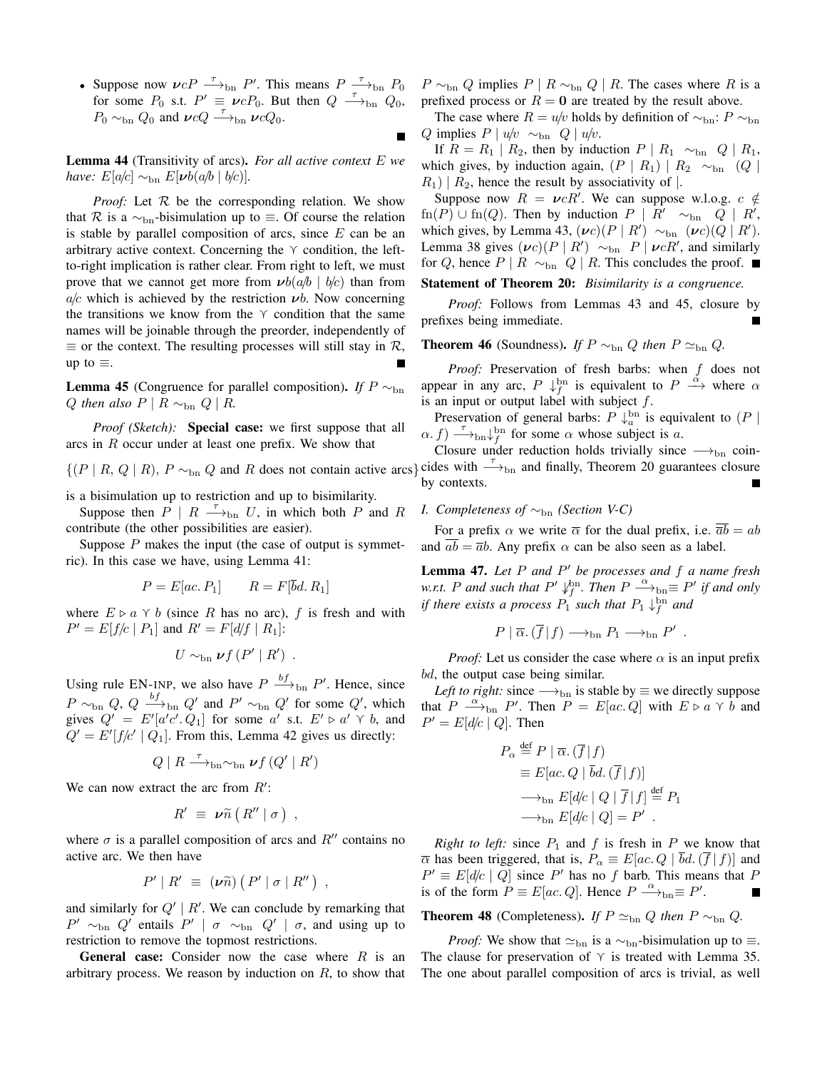- Suppose now $\boldsymbol{\nu} cP \xrightarrow{\tau}_{\rm bn} P'$. This means $P \xrightarrow{\tau}_{\rm bn} P_0$ for some $P_0$ s.t. $P' \equiv \boldsymbol{\nu} cP_0$. But then $Q \xrightarrow{\tau}_{\rm bn} Q_0$, $P_0 \sim_{\rm bn} Q_0$ and $\boldsymbol{\nu} cQ \xrightarrow{\tau}_{\rm bn} \boldsymbol{\nu} cQ_0$.

∎

**Lemma 44** (Transitivity of arcs). *For all active context $E$ we have: $E[a/c] \sim_{\rm bn} E[\boldsymbol{\nu} b(a/b \mid b/c)]$.*

*Proof:* Let $\mathcal{R}$ be the corresponding relation. We show that $\mathcal{R}$ is a $\sim_{\rm bn}$-bisimulation up to $\equiv$. Of course the relation is stable by parallel composition of arcs, since $E$ can be an arbitrary active context. Concerning the $\curlyvee$ condition, the left-to-right implication is rather clear. From right to left, we must prove that we cannot get more from $\boldsymbol{\nu} b(a/b \mid b/c)$ than from $a/c$ which is achieved by the restriction $\boldsymbol{\nu} b$. Now concerning the transitions we know from the $\curlyvee$ condition that the same names will be joinable through the preorder, independently of $\equiv$ or the context. The resulting processes will still stay in $\mathcal{R}$, up to $\equiv$. ∎

**Lemma 45** (Congruence for parallel composition). *If $P \sim_{\rm bn} Q$ then also $P \mid R \sim_{\rm bn} Q \mid R$.*

*Proof (Sketch):* **Special case:** we first suppose that all arcs in $R$ occur under at least one prefix. We show that

$$\{(P \mid R,\, Q \mid R),\ P \sim_{\rm bn} Q \text{ and } R \text{ does not contain active arcs}\}$$

is a bisimulation up to restriction and up to bisimilarity.

Suppose then $P \mid R \xrightarrow{\tau}_{\rm bn} U$, in which both $P$ and $R$ contribute (the other possibilities are easier).

Suppose $P$ makes the input (the case of output is symmetric). In this case we have, using Lemma 41:

$$P = E[ac.\,P_1] \qquad R = F[\overline{b}d.\,R_1]$$

where $E \triangleright a \curlyvee b$ (since $R$ has no arc), $f$ is fresh and with $P' = E[f/c \mid P_1]$ and $R' = F[d/f \mid R_1]$:

$$U \sim_{\rm bn} \boldsymbol{\nu} f\,(P' \mid R')\ .$$

Using rule EN-INP, we also have $P \xrightarrow{bf}_{\rm bn} P'$. Hence, since $P \sim_{\rm bn} Q$, $Q \xrightarrow{bf}_{\rm bn} Q'$ and $P' \sim_{\rm bn} Q'$ for some $Q'$, which gives $Q' = E'[a'c'.\,Q_1]$ for some $a'$ s.t. $E' \triangleright a' \curlyvee b$, and $Q' = E'[f/c' \mid Q_1]$. From this, Lemma 42 gives us directly:

$$Q \mid R \xrightarrow{\tau}_{\rm bn}\sim_{\rm bn} \boldsymbol{\nu} f\,(Q' \mid R')$$

We can now extract the arc from $R'$:

$$R' \ \equiv\ \boldsymbol{\nu}\widetilde{n}\,\big(R'' \mid \sigma\big)\ ,$$

where $\sigma$ is a parallel composition of arcs and $R''$ contains no active arc. We then have

$$P' \mid R' \ \equiv\ (\boldsymbol{\nu}\widetilde{n})\,\big(P' \mid \sigma \mid R''\big)\ ,$$

and similarly for $Q' \mid R'$. We can conclude by remarking that $P' \sim_{\rm bn} Q'$ entails $P' \mid \sigma \sim_{\rm bn} Q' \mid \sigma$, and using up to restriction to remove the topmost restrictions.

**General case:** Consider now the case where $R$ is an arbitrary process. We reason by induction on $R$, to show that $P \sim_{\rm bn} Q$ implies $P \mid R \sim_{\rm bn} Q \mid R$. The cases where $R$ is a prefixed process or $R = \mathbf{0}$ are treated by the result above.

The case where $R = u/v$ holds by definition of $\sim_{\rm bn}$: $P \sim_{\rm bn} Q$ implies $P \mid u/v \ \sim_{\rm bn}\ Q \mid u/v$.

If $R = R_1 \mid R_2$, then by induction $P \mid R_1 \ \sim_{\rm bn}\ Q \mid R_1$, which gives, by induction again, $(P \mid R_1) \mid R_2 \ \sim_{\rm bn}\ (Q \mid R_1) \mid R_2$, hence the result by associativity of $\mid$.

Suppose now $R = \boldsymbol{\nu} cR'$. We can suppose w.l.o.g. $c \notin \mathrm{fn}(P) \cup \mathrm{fn}(Q)$. Then by induction $P \mid R' \ \sim_{\rm bn}\ Q \mid R'$, which gives, by Lemma 43, $(\boldsymbol{\nu} c)(P \mid R') \ \sim_{\rm bn}\ (\boldsymbol{\nu} c)(Q \mid R')$. Lemma 38 gives $(\boldsymbol{\nu} c)(P \mid R') \ \sim_{\rm bn}\ P \mid \boldsymbol{\nu} cR'$, and similarly for $Q$, hence $P \mid R \ \sim_{\rm bn}\ Q \mid R$. This concludes the proof. ∎

**Statement of Theorem 20:** *Bisimilarity is a congruence.*

*Proof:* Follows from Lemmas 43 and 45, closure by prefixes being immediate. ∎

**Theorem 46** (Soundness). *If $P \sim_{\rm bn} Q$ then $P \simeq_{\rm bn} Q$.*

*Proof:* Preservation of fresh barbs: when $f$ does not appear in any arc, $P \downarrow^{\rm bn}_f$ is equivalent to $P \xrightarrow{\alpha}$ where $\alpha$ is an input or output label with subject $f$.

Preservation of general barbs: $P \downarrow^{\rm bn}_a$ is equivalent to $(P \mid \alpha.\, f) \xrightarrow{\tau}_{\rm bn}\downarrow^{\rm bn}_f$ for some $\alpha$ whose subject is $a$.

Closure under reduction holds trivially since $\longrightarrow_{\rm bn}$ coincides with $\xrightarrow{\tau}_{\rm bn}$ and finally, Theorem 20 guarantees closure by contexts. ∎

### *I. Completeness of $\sim_{\rm bn}$ (Section V-C)*

For a prefix $\alpha$ we write $\overline{\alpha}$ for the dual prefix, i.e. $\overline{\overline{a}b} = ab$ and $\overline{ab} = \overline{a}b$. Any prefix $\alpha$ can be also seen as a label.

**Lemma 47.** *Let $P$ and $P'$ be processes and $f$ a name fresh w.r.t. $P$ and such that $P' \not\downarrow^{\rm bn}_f$. Then $P \xrightarrow{\alpha}_{\rm bn}\equiv P'$ if and only if there exists a process $P_1$ such that $P_1 \downarrow^{\rm bn}_f$ and*

$$P \mid \overline{\alpha}.\,(\overline{f} \mid f) \longrightarrow_{\rm bn} P_1 \longrightarrow_{\rm bn} P'\ .$$

*Proof:* Let us consider the case where $\alpha$ is an input prefix $bd$, the output case being similar.

*Left to right:* since $\longrightarrow_{\rm bn}$ is stable by $\equiv$ we directly suppose that $P \xrightarrow{\alpha}_{\rm bn} P'$. Then $P = E[ac.\,Q]$ with $E \triangleright a \curlyvee b$ and $P' = E[d/c \mid Q]$. Then

$$\begin{aligned}
P_\alpha &\stackrel{\rm def}{=} P \mid \overline{\alpha}.\,(\overline{f} \mid f)\\
&\equiv E[ac.\,Q \mid \overline{b}d.\,(\overline{f} \mid f)]\\
&\longrightarrow_{\rm bn} E[d/c \mid Q \mid \overline{f} \mid f] \stackrel{\rm def}{=} P_1\\
&\longrightarrow_{\rm bn} E[d/c \mid Q] = P'\ .
\end{aligned}$$

*Right to left:* since $P_1$ and $f$ is fresh in $P$ we know that $\overline{\alpha}$ has been triggered, that is, $P_\alpha \equiv E[ac.\,Q \mid \overline{b}d.\,(\overline{f} \mid f)]$ and $P' \equiv E[d/c \mid Q]$ since $P'$ has no $f$ barb. This means that $P$ is of the form $P \equiv E[ac.\,Q]$. Hence $P \xrightarrow{\alpha}_{\rm bn}\equiv P'$. ∎

**Theorem 48** (Completeness). *If $P \simeq_{\rm bn} Q$ then $P \sim_{\rm bn} Q$.*

*Proof:* We show that $\simeq_{\rm bn}$ is a $\sim_{\rm bn}$-bisimulation up to $\equiv$. The clause for preservation of $\curlyvee$ is treated with Lemma 35. The one about parallel composition of arcs is trivial, as well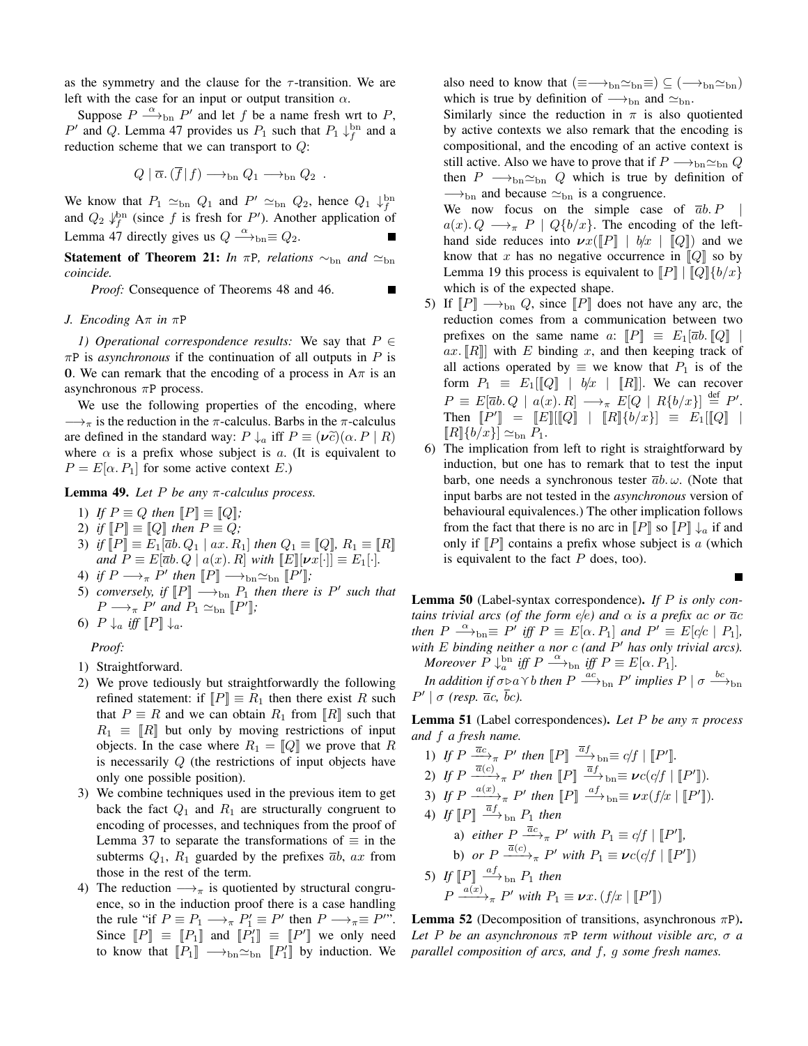as the symmetry and the clause for the $\tau$-transition. We are left with the case for an input or output transition $\alpha$.

Suppose $P \xrightarrow{\alpha}_{\text{bn}} P'$ and let $f$ be a name fresh wrt to $P$, $P'$ and $Q$. Lemma 47 provides us $P_1$ such that $P_1 \downarrow_f^{\text{bn}}$ and a reduction scheme that we can transport to $Q$:

$$Q \mid \overline{\alpha}.\, (\overline{f} \mid f) \longrightarrow_{\text{bn}} Q_1 \longrightarrow_{\text{bn}} Q_2 \ .$$

We know that $P_1 \simeq_{\text{bn}} Q_1$ and $P' \simeq_{\text{bn}} Q_2$, hence $Q_1 \downarrow_f^{\text{bn}}$ and $Q_2 \not\downarrow_f^{\text{bn}}$ (since $f$ is fresh for $P'$). Another application of Lemma 47 directly gives us $Q \xrightarrow{\alpha}_{\text{bn}} \equiv Q_2$. ∎

**Statement of Theorem 21:** *In* $\pi$P*, relations* $\sim_{\text{bn}}$ *and* $\simeq_{\text{bn}}$ *coincide.*

*Proof:* Consequence of Theorems 48 and 46. ∎

### J. Encoding A$\pi$ in $\pi$P

*1) Operational correspondence results:* We say that $P \in \pi$P is *asynchronous* if the continuation of all outputs in $P$ is $\mathbf{0}$. We can remark that the encoding of a process in A$\pi$ is an asynchronous $\pi$P process.

We use the following properties of the encoding, where $\longrightarrow_\pi$ is the reduction in the $\pi$-calculus. Barbs in the $\pi$-calculus are defined in the standard way: $P \downarrow_a$ iff $P \equiv (\boldsymbol{\nu}\widetilde{c})(\alpha.\, P \mid R)$ where $\alpha$ is a prefix whose subject is $a$. (It is equivalent to $P = E[\alpha.\, P_1]$ for some active context $E$.)

**Lemma 49.** *Let $P$ be any $\pi$-calculus process.*

1) *If $P \equiv Q$ then $[\![P]\!] \equiv [\![Q]\!]$;*
2) *if $[\![P]\!] \equiv [\![Q]\!]$ then $P \equiv Q$;*
3) *if $[\![P]\!] \equiv E_1[\overline{a}b.\, Q_1 \mid ax.\, R_1]$ then $Q_1 \equiv [\![Q]\!]$, $R_1 \equiv [\![R]\!]$ and $P \equiv E[\overline{a}b.\, Q \mid a(x).\, R]$ with $[\![E]\!][\boldsymbol{\nu}x[\cdot]] \equiv E_1[\cdot]$.*
4) *if $P \longrightarrow_\pi P'$ then $[\![P]\!] \longrightarrow_{\text{bn}}\simeq_{\text{bn}} [\![P']\!]$;*
5) *conversely, if $[\![P]\!] \longrightarrow_{\text{bn}} P_1$ then there is $P'$ such that $P \longrightarrow_\pi P'$ and $P_1 \simeq_{\text{bn}} [\![P']\!]$;*
6) *$P \downarrow_a$ iff $[\![P]\!] \downarrow_a$.*

*Proof:*

1) Straightforward.
2) We prove tediously but straightforwardly the following refined statement: if $[\![P]\!] \equiv R_1$ then there exist $R$ such that $P \equiv R$ and we can obtain $R_1$ from $[\![R]\!]$ such that $R_1 \equiv [\![R]\!]$ but only by moving restrictions of input objects. In the case where $R_1 = [\![Q]\!]$ we prove that $R$ is necessarily $Q$ (the restrictions of input objects have only one possible position).
3) We combine techniques used in the previous item to get back the fact $Q_1$ and $R_1$ are structurally congruent to encoding of processes, and techniques from the proof of Lemma 37 to separate the transformations of $\equiv$ in the subterms $Q_1$, $R_1$ guarded by the prefixes $\overline{a}b$, $ax$ from those in the rest of the term.
4) The reduction $\longrightarrow_\pi$ is quotiented by structural congruence, so in the induction proof there is a case handling the rule "if $P \equiv P_1 \longrightarrow_\pi P_1' \equiv P'$ then $P \longrightarrow_\pi \equiv P''$". Since $[\![P]\!] \equiv [\![P_1]\!]$ and $[\![P_1']\!] \equiv [\![P']\!]$ we only need to know that $[\![P_1]\!] \longrightarrow_{\text{bn}}\simeq_{\text{bn}} [\![P_1']\!]$ by induction. We also need to know that $(\equiv\longrightarrow_{\text{bn}}\simeq_{\text{bn}}\equiv) \subseteq (\longrightarrow_{\text{bn}}\simeq_{\text{bn}})$ which is true by definition of $\longrightarrow_{\text{bn}}$ and $\simeq_{\text{bn}}$.
   Similarly since the reduction in $\pi$ is also quotiented by active contexts we also remark that the encoding is compositional, and the encoding of an active context is still active. Also we have to prove that if $P \longrightarrow_{\text{bn}}\simeq_{\text{bn}} Q$ then $P \longrightarrow_{\text{bn}}\simeq_{\text{bn}} Q$ which is true by definition of $\longrightarrow_{\text{bn}}$ and because $\simeq_{\text{bn}}$ is a congruence.
   We now focus on the simple case of $\overline{a}b.\, P \mid a(x).\, Q \longrightarrow_\pi P \mid Q\{b/x\}$. The encoding of the left-hand side reduces into $\boldsymbol{\nu}x([\![P]\!] \mid b/x \mid [\![Q]\!])$ and we know that $x$ has no negative occurrence in $[\![Q]\!]$ so by Lemma 19 this process is equivalent to $[\![P]\!] \mid [\![Q]\!]\{b/x\}$ which is of the expected shape.
5) If $[\![P]\!] \longrightarrow_{\text{bn}} Q$, since $[\![P]\!]$ does not have any arc, the reduction comes from a communication between two prefixes on the same name $a$: $[\![P]\!] \equiv E_1[\overline{a}b.\, [\![Q]\!] \mid ax.\, [\![R]\!]]$ with $E$ binding $x$, and then keeping track of all actions operated by $\equiv$ we know that $P_1$ is of the form $P_1 \equiv E_1[[\![Q]\!] \mid b/x \mid [\![R]\!]]$. We can recover $P \equiv E[\overline{a}b.\, Q \mid a(x).\, R] \longrightarrow_\pi E[Q \mid R\{b/x\}] \stackrel{\text{def}}{=} P'$. Then $[\![P']\!] = [\![E]\!][[\![Q]\!] \mid [\![R]\!]\{b/x\}] \equiv E_1[[\![Q]\!] \mid [\![R]\!]\{b/x\}] \simeq_{\text{bn}} P_1$.
6) The implication from left to right is straightforward by induction, but one has to remark that to test the input barb, one needs a synchronous tester $\overline{a}b.\, \omega$. (Note that input barbs are not tested in the *asynchronous* version of behavioural equivalences.) The other implication follows from the fact that there is no arc in $[\![P]\!]$ so $[\![P]\!] \downarrow_a$ if and only if $[\![P]\!]$ contains a prefix whose subject is $a$ (which is equivalent to the fact $P$ does, too).

∎

**Lemma 50** (Label-syntax correspondence)**.** *If $P$ is only contains trivial arcs (of the form $e/e$) and $\alpha$ is a prefix $ac$ or $\overline{a}c$ then $P \xrightarrow{\alpha}_{\text{bn}} \equiv P'$ iff $P \equiv E[\alpha.\, P_1]$ and $P' \equiv E[c/c \mid P_1]$, with $E$ binding neither $a$ nor $c$ (and $P'$ has only trivial arcs).*

*Moreover $P \downarrow_a^{\text{bn}}$ iff $P \xrightarrow{\alpha}_{\text{bn}}$ iff $P \equiv E[\alpha.\, P_1]$.*

*In addition if $\sigma \triangleright a \curlyvee b$ then $P \xrightarrow{ac}_{\text{bn}} P'$ implies $P \mid \sigma \xrightarrow{bc}_{\text{bn}} P' \mid \sigma$ (resp. $\overline{a}c$, $\overline{b}c$).*

**Lemma 51** (Label correspondences)**.** *Let $P$ be any $\pi$ process and $f$ a fresh name.*

1) *If $P \xrightarrow{\overline{a}c}_\pi P'$ then $[\![P]\!] \xrightarrow{\overline{a}f}_{\text{bn}} \equiv c/f \mid [\![P']\!]$.*
2) *If $P \xrightarrow{\overline{a}(c)}_\pi P'$ then $[\![P]\!] \xrightarrow{\overline{a}f}_{\text{bn}} \equiv \boldsymbol{\nu}c(c/f \mid [\![P']\!])$.*
3) *If $P \xrightarrow{a(x)}_\pi P'$ then $[\![P]\!] \xrightarrow{af}_{\text{bn}} \equiv \boldsymbol{\nu}x(f/x \mid [\![P']\!])$.*
4) *If $[\![P]\!] \xrightarrow{\overline{a}f}_{\text{bn}} P_1$ then*
   a) *either $P \xrightarrow{\overline{a}c}_\pi P'$ with $P_1 \equiv c/f \mid [\![P']\!]$,*
   b) *or $P \xrightarrow{\overline{a}(c)}_\pi P'$ with $P_1 \equiv \boldsymbol{\nu}c(c/f \mid [\![P']\!])$*
5) *If $[\![P]\!] \xrightarrow{af}_{\text{bn}} P_1$ then $P \xrightarrow{a(x)}_\pi P'$ with $P_1 \equiv \boldsymbol{\nu}x.\, (f/x \mid [\![P']\!])$*

**Lemma 52** (Decomposition of transitions, asynchronous $\pi$P)**.** *Let $P$ be an asynchronous $\pi$P term without visible arc, $\sigma$ a parallel composition of arcs, and $f$, $g$ some fresh names.*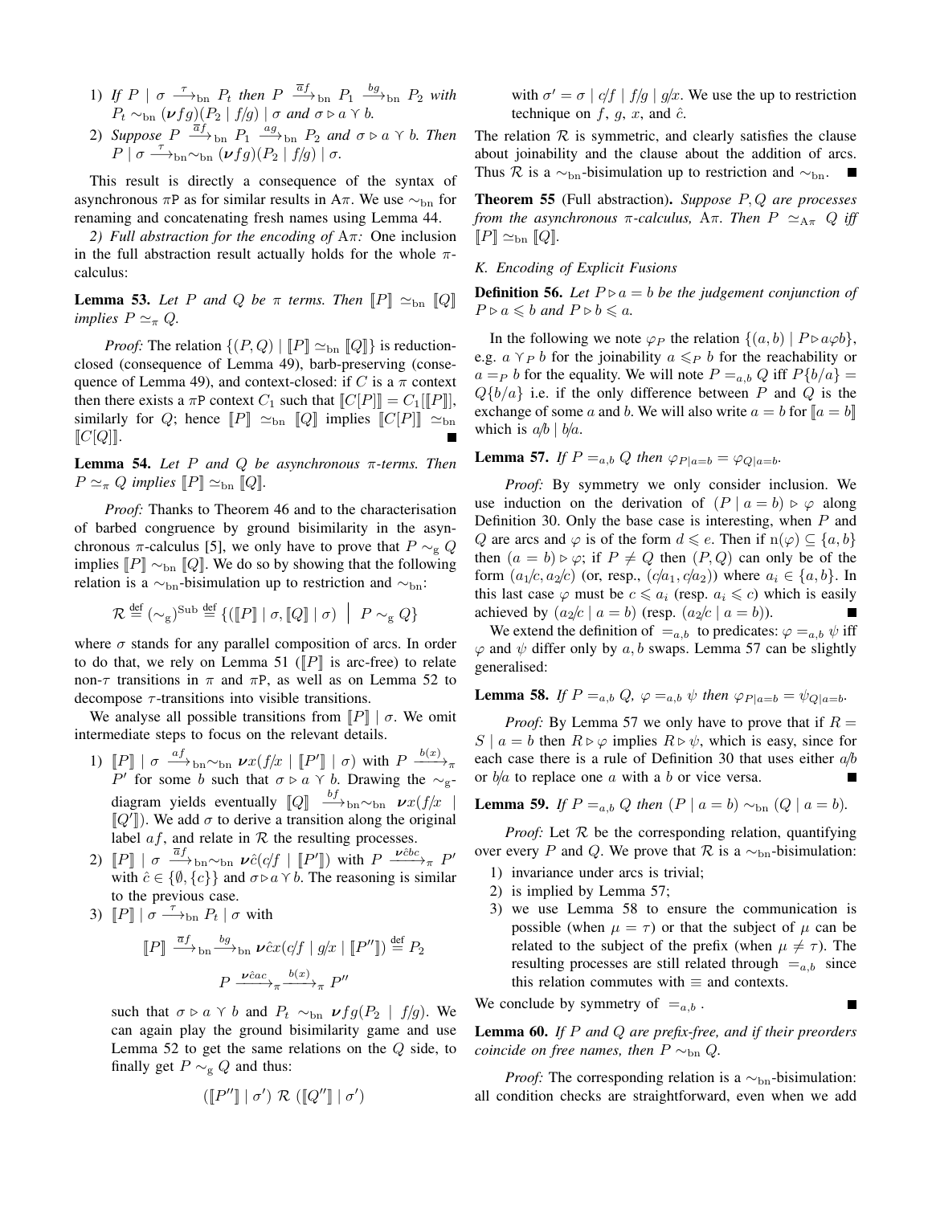1) *If* $P \mid \sigma \xrightarrow{\tau}_{\mathrm{bn}} P_t$ *then* $P \xrightarrow{\overline{a}f}_{\mathrm{bn}} P_1 \xrightarrow{bg}_{\mathrm{bn}} P_2$ *with* $P_t \sim_{\mathrm{bn}} (\boldsymbol{\nu} fg)(P_2 \mid f/g) \mid \sigma$ *and* $\sigma \triangleright a \curlyvee b$.
2) *Suppose* $P \xrightarrow{\overline{a}f}_{\mathrm{bn}} P_1 \xrightarrow{ag}_{\mathrm{bn}} P_2$ *and* $\sigma \triangleright a \curlyvee b$. *Then* $P \mid \sigma \xrightarrow{\tau}_{\mathrm{bn}}\sim_{\mathrm{bn}} (\boldsymbol{\nu} fg)(P_2 \mid f/g) \mid \sigma$.

This result is directly a consequence of the syntax of asynchronous πP as for similar results in Aπ. We use $\sim_{\mathrm{bn}}$ for renaming and concatenating fresh names using Lemma 44.

*2) Full abstraction for the encoding of* Aπ*:* One inclusion in the full abstraction result actually holds for the whole π-calculus:

**Lemma 53.** *Let* $P$ *and* $Q$ *be* π *terms. Then* $[\![P]\!] \simeq_{\mathrm{bn}} [\![Q]\!]$ *implies* $P \simeq_\pi Q$.

*Proof:* The relation $\{(P,Q) \mid [\![P]\!] \simeq_{\mathrm{bn}} [\![Q]\!]\}$ is reduction-closed (consequence of Lemma 49), barb-preserving (consequence of Lemma 49), and context-closed: if $C$ is a π context then there exists a πP context $C_1$ such that $[\![C[P]]\!] = C_1[[\![P]\!]]$, similarly for $Q$; hence $[\![P]\!] \simeq_{\mathrm{bn}} [\![Q]\!]$ implies $[\![C[P]]\!] \simeq_{\mathrm{bn}} [\![C[Q]]\!]$. ■

**Lemma 54.** *Let* $P$ *and* $Q$ *be asynchronous* π*-terms. Then* $P \simeq_\pi Q$ *implies* $[\![P]\!] \simeq_{\mathrm{bn}} [\![Q]\!]$.

*Proof:* Thanks to Theorem 46 and to the characterisation of barbed congruence by ground bisimilarity in the asynchronous π-calculus [5], we only have to prove that $P \sim_{\mathrm{g}} Q$ implies $[\![P]\!] \sim_{\mathrm{bn}} [\![Q]\!]$. We do so by showing that the following relation is a $\sim_{\mathrm{bn}}$-bisimulation up to restriction and $\sim_{\mathrm{bn}}$:

$$\mathcal{R} \stackrel{\text{def}}{=} (\sim_{\mathrm{g}})^{\mathrm{Sub}} \stackrel{\text{def}}{=} \{([\![P]\!] \mid \sigma, [\![Q]\!] \mid \sigma) \ \mid \ P \sim_{\mathrm{g}} Q\}$$

where $\sigma$ stands for any parallel composition of arcs. In order to do that, we rely on Lemma 51 ($[\![P]\!]$ is arc-free) to relate non-$\tau$ transitions in π and πP, as well as on Lemma 52 to decompose $\tau$-transitions into visible transitions.

We analyse all possible transitions from $[\![P]\!] \mid \sigma$. We omit intermediate steps to focus on the relevant details.

1) $[\![P]\!] \mid \sigma \xrightarrow{af}_{\mathrm{bn}}\sim_{\mathrm{bn}} \boldsymbol{\nu} x(f/x \mid [\![P']\!] \mid \sigma)$ with $P \xrightarrow{b(x)}_\pi P'$ for some $b$ such that $\sigma \triangleright a \curlyvee b$. Drawing the $\sim_{\mathrm{g}}$-diagram yields eventually $[\![Q]\!] \xrightarrow{bf}_{\mathrm{bn}}\sim_{\mathrm{bn}} \boldsymbol{\nu} x(f/x \mid [\![Q']\!])$. We add $\sigma$ to derive a transition along the original label $af$, and relate in $\mathcal{R}$ the resulting processes.
2) $[\![P]\!] \mid \sigma \xrightarrow{\overline{a}f}_{\mathrm{bn}}\sim_{\mathrm{bn}} \boldsymbol{\nu}\hat{c}(c/f \mid [\![P']\!])$ with $P \xrightarrow{\boldsymbol{\nu}\hat{c}\overline{b}c}_\pi P'$ with $\hat{c} \in \{\emptyset, \{c\}\}$ and $\sigma \triangleright a \curlyvee b$. The reasoning is similar to the previous case.
3) $[\![P]\!] \mid \sigma \xrightarrow{\tau}_{\mathrm{bn}} P_t \mid \sigma$ with

$$[\![P]\!] \xrightarrow{\overline{a}f}_{\mathrm{bn}}\xrightarrow{bg}_{\mathrm{bn}} \boldsymbol{\nu}\hat{c}x(c/f \mid g/x \mid [\![P'']\!]) \stackrel{\text{def}}{=} P_2$$

$$P \xrightarrow{\boldsymbol{\nu}\hat{c}\overline{a}c}_\pi\xrightarrow{b(x)}_\pi P''$$

such that $\sigma \triangleright a \curlyvee b$ and $P_t \sim_{\mathrm{bn}} \boldsymbol{\nu} fg(P_2 \mid f/g)$. We can again play the ground bisimilarity game and use Lemma 52 to get the same relations on the $Q$ side, to finally get $P \sim_{\mathrm{g}} Q$ and thus:

$$([\![P'']\!] \mid \sigma') \ \mathcal{R} \ ([\![Q'']\!] \mid \sigma')$$

with $\sigma' = \sigma \mid c/f \mid f/g \mid g/x$. We use the up to restriction technique on $f$, $g$, $x$, and $\hat{c}$.

The relation $\mathcal{R}$ is symmetric, and clearly satisfies the clause about joinability and the clause about the addition of arcs. Thus $\mathcal{R}$ is a $\sim_{\mathrm{bn}}$-bisimulation up to restriction and $\sim_{\mathrm{bn}}$. ■

**Theorem 55** (Full abstraction)**.** *Suppose* $P, Q$ *are processes from the asynchronous* π*-calculus,* Aπ*. Then* $P \simeq_{\mathrm{A}\pi} Q$ *iff* $[\![P]\!] \simeq_{\mathrm{bn}} [\![Q]\!]$.

### K. Encoding of Explicit Fusions

**Definition 56.** *Let* $P \triangleright a = b$ *be the judgement conjunction of* $P \triangleright a \leqslant b$ *and* $P \triangleright b \leqslant a$.

In the following we note $\varphi_P$ the relation $\{(a,b) \mid P \triangleright a\varphi b\}$, e.g. $a \curlyvee_P b$ for the joinability $a \leqslant_P b$ for the reachability or $a =_P b$ for the equality. We will note $P =_{a,b} Q$ iff $P\{b/a\} = Q\{b/a\}$ i.e. if the only difference between $P$ and $Q$ is the exchange of some $a$ and $b$. We will also write $a = b$ for $[\![a = b]\!]$ which is $a/b \mid b/a$.

**Lemma 57.** *If* $P =_{a,b} Q$ *then* $\varphi_{P|a=b} = \varphi_{Q|a=b}$.

*Proof:* By symmetry we only consider inclusion. We use induction on the derivation of $(P \mid a = b) \triangleright \varphi$ along Definition 30. Only the base case is interesting, when $P$ and $Q$ are arcs and $\varphi$ is of the form $d \leqslant e$. Then if $\mathrm{n}(\varphi) \subseteq \{a, b\}$ then $(a = b) \triangleright \varphi$; if $P \neq Q$ then $(P, Q)$ can only be of the form $(a_1/c, a_2/c)$ (or, resp., $(c/a_1, c/a_2)$) where $a_i \in \{a, b\}$. In this last case $\varphi$ must be $c \leqslant a_i$ (resp. $a_i \leqslant c$) which is easily achieved by $(a_2/c \mid a = b)$ (resp. $(a_2/c \mid a = b)$). ■

We extend the definition of $=_{a,b}$ to predicates: $\varphi =_{a,b} \psi$ iff $\varphi$ and $\psi$ differ only by $a, b$ swaps. Lemma 57 can be slightly generalised:

**Lemma 58.** *If* $P =_{a,b} Q$*,* $\varphi =_{a,b} \psi$ *then* $\varphi_{P|a=b} = \psi_{Q|a=b}$.

*Proof:* By Lemma 57 we only have to prove that if $R = S \mid a = b$ then $R \triangleright \varphi$ implies $R \triangleright \psi$, which is easy, since for each case there is a rule of Definition 30 that uses either $a/b$ or $b/a$ to replace one $a$ with a $b$ or vice versa. ■

**Lemma 59.** *If* $P =_{a,b} Q$ *then* $(P \mid a = b) \sim_{\mathrm{bn}} (Q \mid a = b)$.

*Proof:* Let $\mathcal{R}$ be the corresponding relation, quantifying over every $P$ and $Q$. We prove that $\mathcal{R}$ is a $\sim_{\mathrm{bn}}$-bisimulation:

1) invariance under arcs is trivial;
2) is implied by Lemma 57;
3) we use Lemma 58 to ensure the communication is possible (when $\mu = \tau$) or that the subject of $\mu$ can be related to the subject of the prefix (when $\mu \neq \tau$). The resulting processes are still related through $=_{a,b}$ since this relation commutes with $\equiv$ and contexts.

We conclude by symmetry of $=_{a,b}$. ■

**Lemma 60.** *If* $P$ *and* $Q$ *are prefix-free, and if their preorders coincide on free names, then* $P \sim_{\mathrm{bn}} Q$.

*Proof:* The corresponding relation is a $\sim_{\mathrm{bn}}$-bisimulation: all condition checks are straightforward, even when we add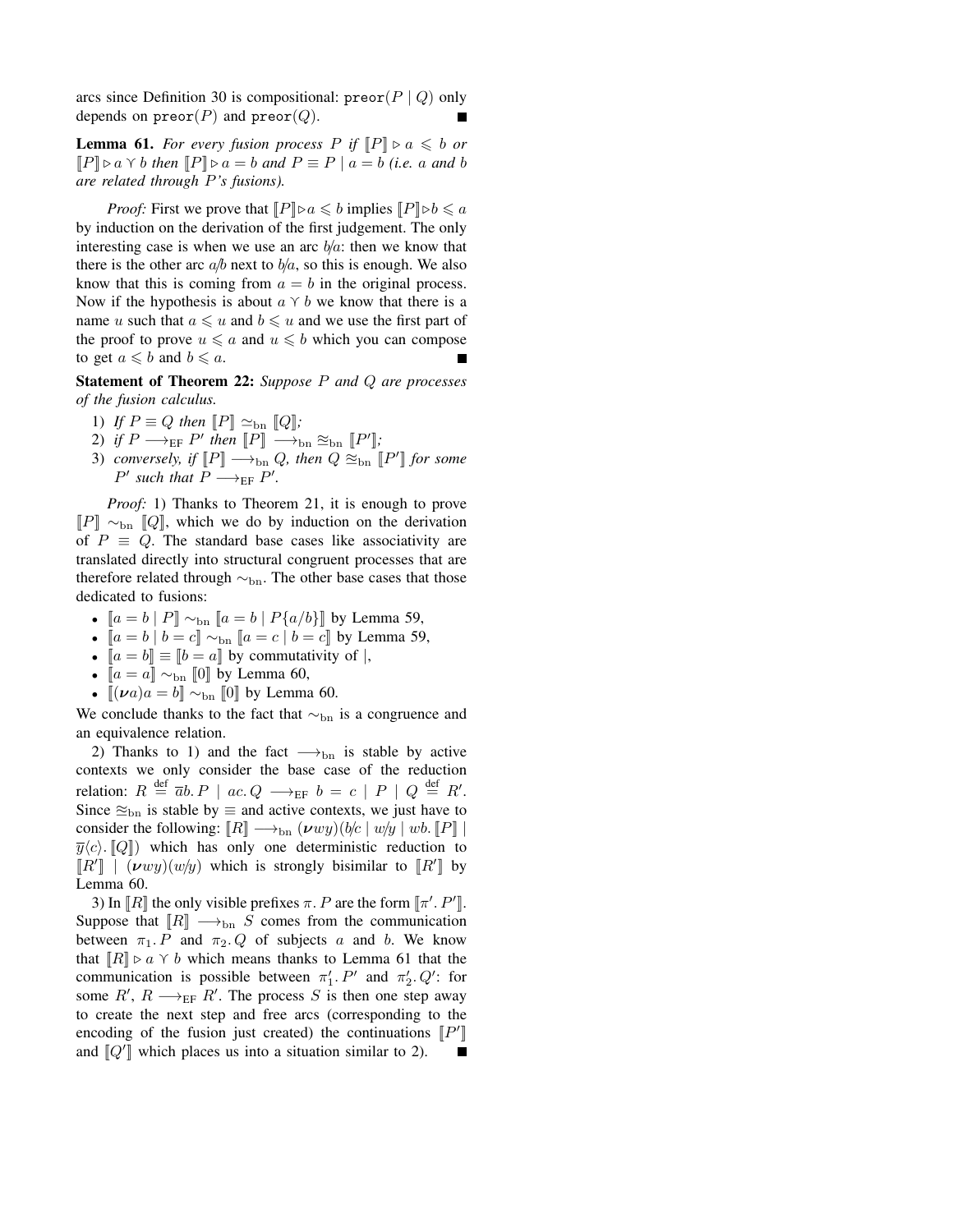arcs since Definition 30 is compositional: $\mathtt{preor}(P \mid Q)$ only depends on $\mathtt{preor}(P)$ and $\mathtt{preor}(Q)$. ∎

**Lemma 61.** *For every fusion process $P$ if $[\![P]\!] \triangleright a \leqslant b$ or $[\![P]\!] \triangleright a \curlyvee b$ then $[\![P]\!] \triangleright a = b$ and $P \equiv P \mid a = b$ (i.e. $a$ and $b$ are related through $P$'s fusions).*

*Proof:* First we prove that $[\![P]\!] \triangleright a \leqslant b$ implies $[\![P]\!] \triangleright b \leqslant a$ by induction on the derivation of the first judgement. The only interesting case is when we use an arc $b/a$: then we know that there is the other arc $a/b$ next to $b/a$, so this is enough. We also know that this is coming from $a = b$ in the original process. Now if the hypothesis is about $a \curlyvee b$ we know that there is a name $u$ such that $a \leqslant u$ and $b \leqslant u$ and we use the first part of the proof to prove $u \leqslant a$ and $u \leqslant b$ which you can compose to get $a \leqslant b$ and $b \leqslant a$. ∎

**Statement of Theorem 22:** *Suppose $P$ and $Q$ are processes of the fusion calculus.*

1) *If $P \equiv Q$ then $[\![P]\!] \simeq_{\mathrm{bn}} [\![Q]\!]$;*
2) *if $P \longrightarrow_{\mathrm{EF}} P'$ then $[\![P]\!] \longrightarrow_{\mathrm{bn}} \approxeq_{\mathrm{bn}} [\![P']\!]$;*
3) *conversely, if $[\![P]\!] \longrightarrow_{\mathrm{bn}} Q$, then $Q \approxeq_{\mathrm{bn}} [\![P']\!]$ for some $P'$ such that $P \longrightarrow_{\mathrm{EF}} P'$.*

*Proof:* 1) Thanks to Theorem 21, it is enough to prove $[\![P]\!] \sim_{\mathrm{bn}} [\![Q]\!]$, which we do by induction on the derivation of $P \equiv Q$. The standard base cases like associativity are translated directly into structural congruent processes that are therefore related through $\sim_{\mathrm{bn}}$. The other base cases that those dedicated to fusions:

- $[\![a = b \mid P]\!] \sim_{\mathrm{bn}} [\![a = b \mid P\{a/b\}]\!]$ by Lemma 59,
- $[\![a = b \mid b = c]\!] \sim_{\mathrm{bn}} [\![a = c \mid b = c]\!]$ by Lemma 59,
- $[\![a = b]\!] \equiv [\![b = a]\!]$ by commutativity of $\mid$,
- $[\![a = a]\!] \sim_{\mathrm{bn}} [\![0]\!]$ by Lemma 60,
- $[\![(\boldsymbol{\nu} a) a = b]\!] \sim_{\mathrm{bn}} [\![0]\!]$ by Lemma 60.

We conclude thanks to the fact that $\sim_{\mathrm{bn}}$ is a congruence and an equivalence relation.

2) Thanks to 1) and the fact $\longrightarrow_{\mathrm{bn}}$ is stable by active contexts we only consider the base case of the reduction relation: $R \stackrel{\text{def}}{=} \overline{a}b.\, P \mid ac.\, Q \longrightarrow_{\mathrm{EF}} b = c \mid P \mid Q \stackrel{\text{def}}{=} R'$. Since $\approxeq_{\mathrm{bn}}$ is stable by $\equiv$ and active contexts, we just have to consider the following: $[\![R]\!] \longrightarrow_{\mathrm{bn}} (\boldsymbol{\nu} wy)(b/c \mid w/y \mid wb.\, [\![P]\!] \mid \overline{y}\langle c\rangle.\, [\![Q]\!])$ which has only one deterministic reduction to $[\![R']\!] \mid (\boldsymbol{\nu} wy)(w/y)$ which is strongly bisimilar to $[\![R']\!]$ by Lemma 60.

3) In $[\![R]\!]$ the only visible prefixes $\pi.\, P$ are the form $[\![\pi'.\, P']\!]$. Suppose that $[\![R]\!] \longrightarrow_{\mathrm{bn}} S$ comes from the communication between $\pi_1.\, P$ and $\pi_2.\, Q$ of subjects $a$ and $b$. We know that $[\![R]\!] \triangleright a \curlyvee b$ which means thanks to Lemma 61 that the communication is possible between $\pi_1'.\, P'$ and $\pi_2'.\, Q'$: for some $R'$, $R \longrightarrow_{\mathrm{EF}} R'$. The process $S$ is then one step away to create the next step and free arcs (corresponding to the encoding of the fusion just created) the continuations $[\![P']\!]$ and $[\![Q']\!]$ which places us into a situation similar to 2). ∎